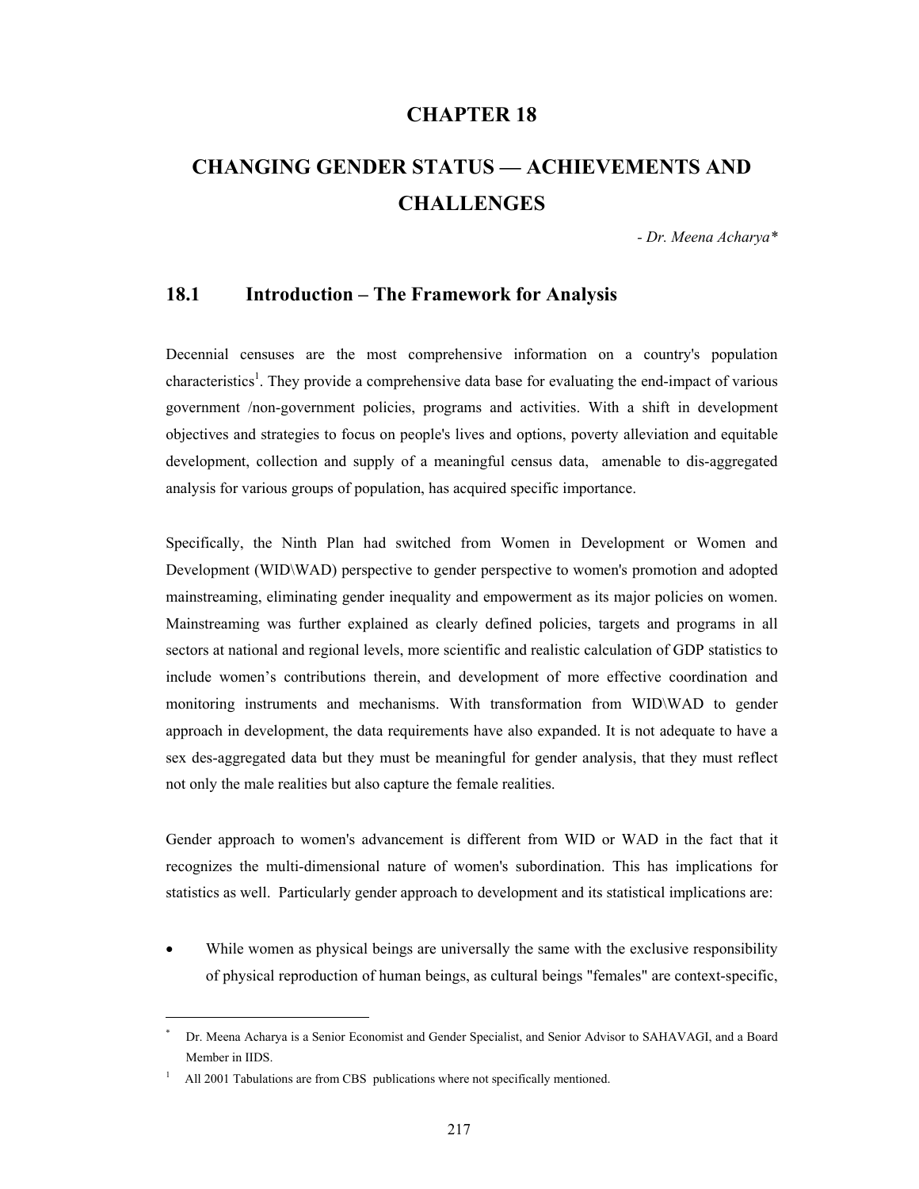# CHAPTER 18

# CHANGING GENDER STATUS — ACHIEVEMENTS AND CHALLENGES

*- Dr. Meena Acharya\**

## 18.1 Introduction – The Framework for Analysis

Decennial censuses are the most comprehensive information on a country's population characteristics[1]. They provide a comprehensive data base for evaluating the end-impact of various government /non-government policies, programs and activities. With a shift in development objectives and strategies to focus on people's lives and options, poverty alleviation and equitable development, collection and supply of a meaningful census data, amenable to dis-aggregated analysis for various groups of population, has acquired specific importance.

Specifically, the Ninth Plan had switched from Women in Development or Women and Development (WID\WAD) perspective to gender perspective to women's promotion and adopted mainstreaming, eliminating gender inequality and empowerment as its major policies on women. Mainstreaming was further explained as clearly defined policies, targets and programs in all sectors at national and regional levels, more scientific and realistic calculation of GDP statistics to include women's contributions therein, and development of more effective coordination and monitoring instruments and mechanisms. With transformation from WID\WAD to gender approach in development, the data requirements have also expanded. It is not adequate to have a sex des-aggregated data but they must be meaningful for gender analysis, that they must reflect not only the male realities but also capture the female realities.

Gender approach to women's advancement is different from WID or WAD in the fact that it recognizes the multi-dimensional nature of women's subordination. This has implications for statistics as well. Particularly gender approach to development and its statistical implications are:

- While women as physical beings are universally the same with the exclusive responsibility of physical reproduction of human beings, as cultural beings "females" are context-specific,

---

\* Dr. Meena Acharya is a Senior Economist and Gender Specialist, and Senior Advisor to SAHAVAGI, and a Board Member in IIDS.

[1] All 2001 Tabulations are from CBS publications where not specifically mentioned.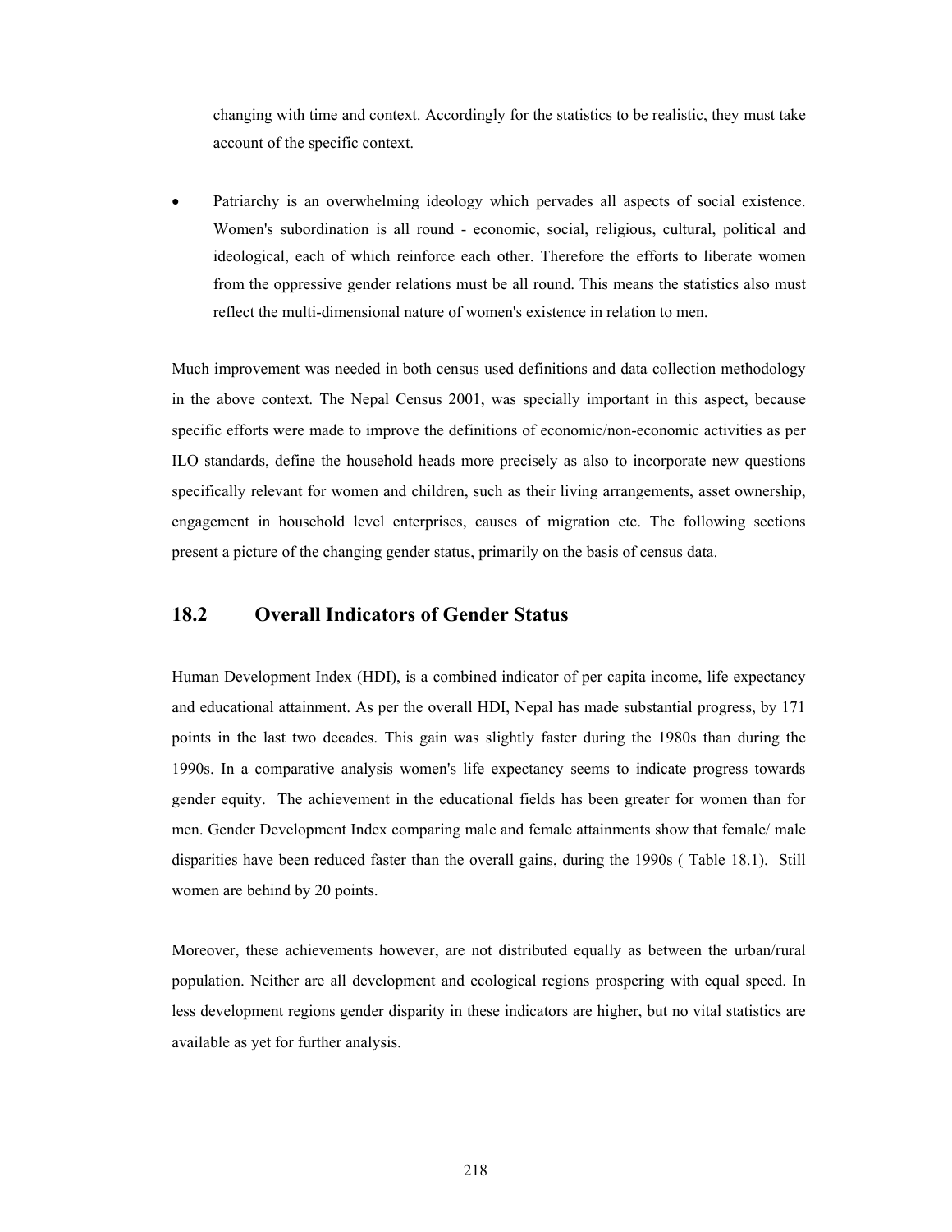changing with time and context. Accordingly for the statistics to be realistic, they must take account of the specific context.

- Patriarchy is an overwhelming ideology which pervades all aspects of social existence. Women's subordination is all round - economic, social, religious, cultural, political and ideological, each of which reinforce each other. Therefore the efforts to liberate women from the oppressive gender relations must be all round. This means the statistics also must reflect the multi-dimensional nature of women's existence in relation to men.

Much improvement was needed in both census used definitions and data collection methodology in the above context. The Nepal Census 2001, was specially important in this aspect, because specific efforts were made to improve the definitions of economic/non-economic activities as per ILO standards, define the household heads more precisely as also to incorporate new questions specifically relevant for women and children, such as their living arrangements, asset ownership, engagement in household level enterprises, causes of migration etc. The following sections present a picture of the changing gender status, primarily on the basis of census data.

## 18.2 Overall Indicators of Gender Status

Human Development Index (HDI), is a combined indicator of per capita income, life expectancy and educational attainment. As per the overall HDI, Nepal has made substantial progress, by 171 points in the last two decades. This gain was slightly faster during the 1980s than during the 1990s. In a comparative analysis women's life expectancy seems to indicate progress towards gender equity. The achievement in the educational fields has been greater for women than for men. Gender Development Index comparing male and female attainments show that female/ male disparities have been reduced faster than the overall gains, during the 1990s ( Table 18.1). Still women are behind by 20 points.

Moreover, these achievements however, are not distributed equally as between the urban/rural population. Neither are all development and ecological regions prospering with equal speed. In less development regions gender disparity in these indicators are higher, but no vital statistics are available as yet for further analysis.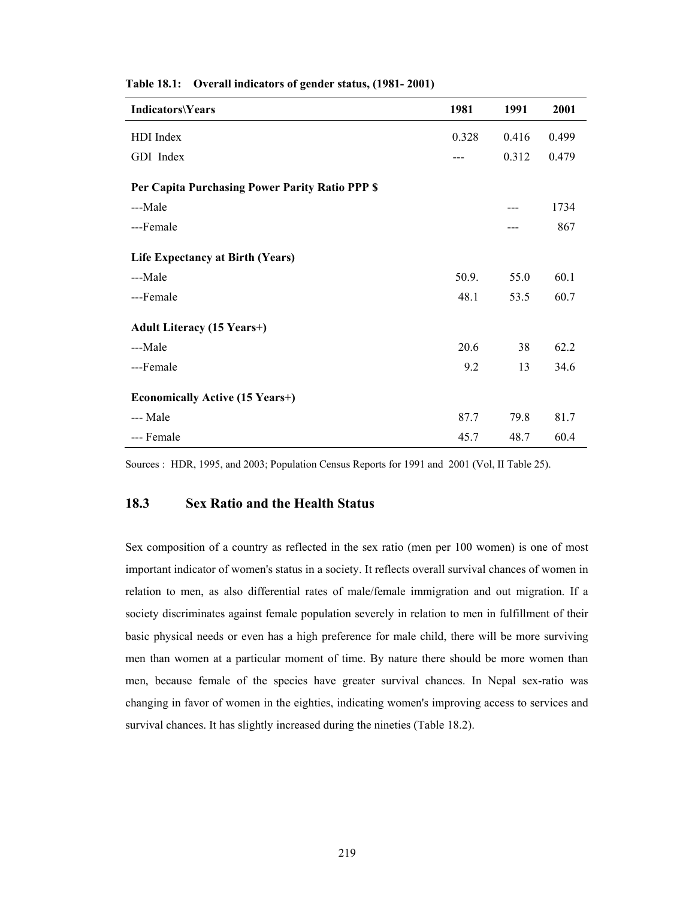**Table 18.1: Overall indicators of gender status, (1981- 2001)**

| Indicators\Years | 1981 | 1991 | 2001 |
|---|---|---|---|
| HDI Index | 0.328 | 0.416 | 0.499 |
| GDI Index | --- | 0.312 | 0.479 |
| **Per Capita Purchasing Power Parity Ratio PPP $** | | | |
| ---Male | | --- | 1734 |
| ---Female | | --- | 867 |
| **Life Expectancy at Birth (Years)** | | | |
| ---Male | 50.9. | 55.0 | 60.1 |
| ---Female | 48.1 | 53.5 | 60.7 |
| **Adult Literacy (15 Years+)** | | | |
| ---Male | 20.6 | 38 | 62.2 |
| ---Female | 9.2 | 13 | 34.6 |
| **Economically Active (15 Years+)** | | | |
| --- Male | 87.7 | 79.8 | 81.7 |
| --- Female | 45.7 | 48.7 | 60.4 |

Sources : HDR, 1995, and 2003; Population Census Reports for 1991 and 2001 (Vol, II Table 25).

## 18.3 Sex Ratio and the Health Status

Sex composition of a country as reflected in the sex ratio (men per 100 women) is one of most important indicator of women's status in a society. It reflects overall survival chances of women in relation to men, as also differential rates of male/female immigration and out migration. If a society discriminates against female population severely in relation to men in fulfillment of their basic physical needs or even has a high preference for male child, there will be more surviving men than women at a particular moment of time. By nature there should be more women than men, because female of the species have greater survival chances. In Nepal sex-ratio was changing in favor of women in the eighties, indicating women's improving access to services and survival chances. It has slightly increased during the nineties (Table 18.2).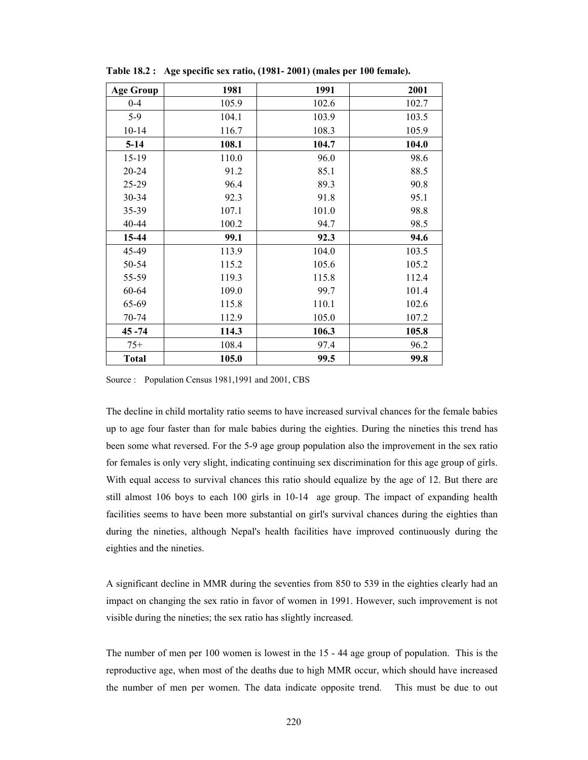**Table 18.2 : Age specific sex ratio, (1981- 2001) (males per 100 female).**

| Age Group | 1981 | 1991 | 2001 |
|---|---|---|---|
| 0-4 | 105.9 | 102.6 | 102.7 |
| 5-9 | 104.1 | 103.9 | 103.5 |
| 10-14 | 116.7 | 108.3 | 105.9 |
| **5-14** | **108.1** | **104.7** | **104.0** |
| 15-19 | 110.0 | 96.0 | 98.6 |
| 20-24 | 91.2 | 85.1 | 88.5 |
| 25-29 | 96.4 | 89.3 | 90.8 |
| 30-34 | 92.3 | 91.8 | 95.1 |
| 35-39 | 107.1 | 101.0 | 98.8 |
| 40-44 | 100.2 | 94.7 | 98.5 |
| **15-44** | **99.1** | **92.3** | **94.6** |
| 45-49 | 113.9 | 104.0 | 103.5 |
| 50-54 | 115.2 | 105.6 | 105.2 |
| 55-59 | 119.3 | 115.8 | 112.4 |
| 60-64 | 109.0 | 99.7 | 101.4 |
| 65-69 | 115.8 | 110.1 | 102.6 |
| 70-74 | 112.9 | 105.0 | 107.2 |
| **45 -74** | **114.3** | **106.3** | **105.8** |
| 75+ | 108.4 | 97.4 | 96.2 |
| **Total** | **105.0** | **99.5** | **99.8** |

Source : Population Census 1981,1991 and 2001, CBS

The decline in child mortality ratio seems to have increased survival chances for the female babies up to age four faster than for male babies during the eighties. During the nineties this trend has been some what reversed. For the 5-9 age group population also the improvement in the sex ratio for females is only very slight, indicating continuing sex discrimination for this age group of girls. With equal access to survival chances this ratio should equalize by the age of 12. But there are still almost 106 boys to each 100 girls in 10-14 age group. The impact of expanding health facilities seems to have been more substantial on girl's survival chances during the eighties than during the nineties, although Nepal's health facilities have improved continuously during the eighties and the nineties.

A significant decline in MMR during the seventies from 850 to 539 in the eighties clearly had an impact on changing the sex ratio in favor of women in 1991. However, such improvement is not visible during the nineties; the sex ratio has slightly increased.

The number of men per 100 women is lowest in the 15 - 44 age group of population. This is the reproductive age, when most of the deaths due to high MMR occur, which should have increased the number of men per women. The data indicate opposite trend. This must be due to out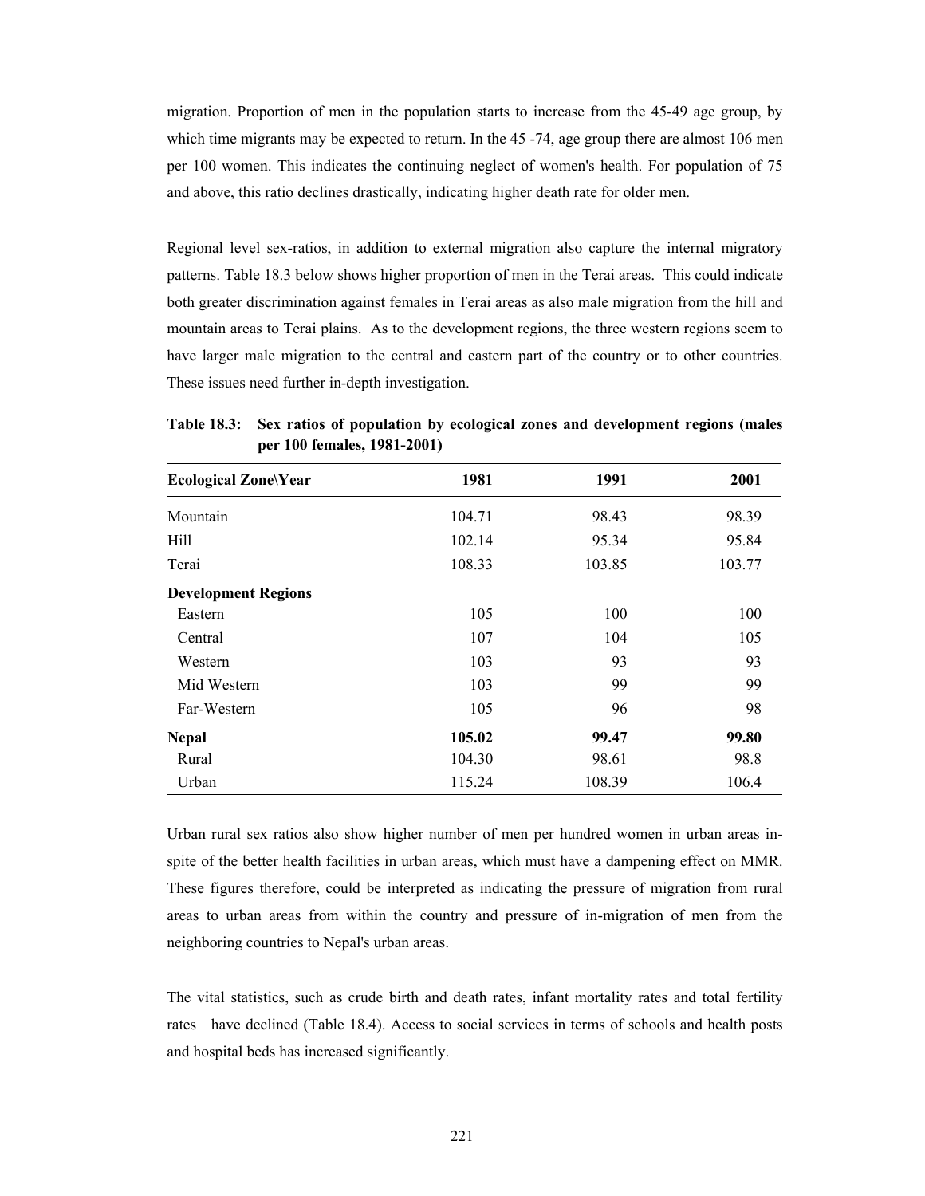migration. Proportion of men in the population starts to increase from the 45-49 age group, by which time migrants may be expected to return. In the 45 -74, age group there are almost 106 men per 100 women. This indicates the continuing neglect of women's health. For population of 75 and above, this ratio declines drastically, indicating higher death rate for older men.

Regional level sex-ratios, in addition to external migration also capture the internal migratory patterns. Table 18.3 below shows higher proportion of men in the Terai areas. This could indicate both greater discrimination against females in Terai areas as also male migration from the hill and mountain areas to Terai plains. As to the development regions, the three western regions seem to have larger male migration to the central and eastern part of the country or to other countries. These issues need further in-depth investigation.

**Table 18.3: Sex ratios of population by ecological zones and development regions (males per 100 females, 1981-2001)**

| Ecological Zone\Year | 1981 | 1991 | 2001 |
|---|---|---|---|
| Mountain | 104.71 | 98.43 | 98.39 |
| Hill | 102.14 | 95.34 | 95.84 |
| Terai | 108.33 | 103.85 | 103.77 |
| **Development Regions** | | | |
| Eastern | 105 | 100 | 100 |
| Central | 107 | 104 | 105 |
| Western | 103 | 93 | 93 |
| Mid Western | 103 | 99 | 99 |
| Far-Western | 105 | 96 | 98 |
| **Nepal** | **105.02** | **99.47** | **99.80** |
| Rural | 104.30 | 98.61 | 98.8 |
| Urban | 115.24 | 108.39 | 106.4 |

Urban rural sex ratios also show higher number of men per hundred women in urban areas in-spite of the better health facilities in urban areas, which must have a dampening effect on MMR. These figures therefore, could be interpreted as indicating the pressure of migration from rural areas to urban areas from within the country and pressure of in-migration of men from the neighboring countries to Nepal's urban areas.

The vital statistics, such as crude birth and death rates, infant mortality rates and total fertility rates have declined (Table 18.4). Access to social services in terms of schools and health posts and hospital beds has increased significantly.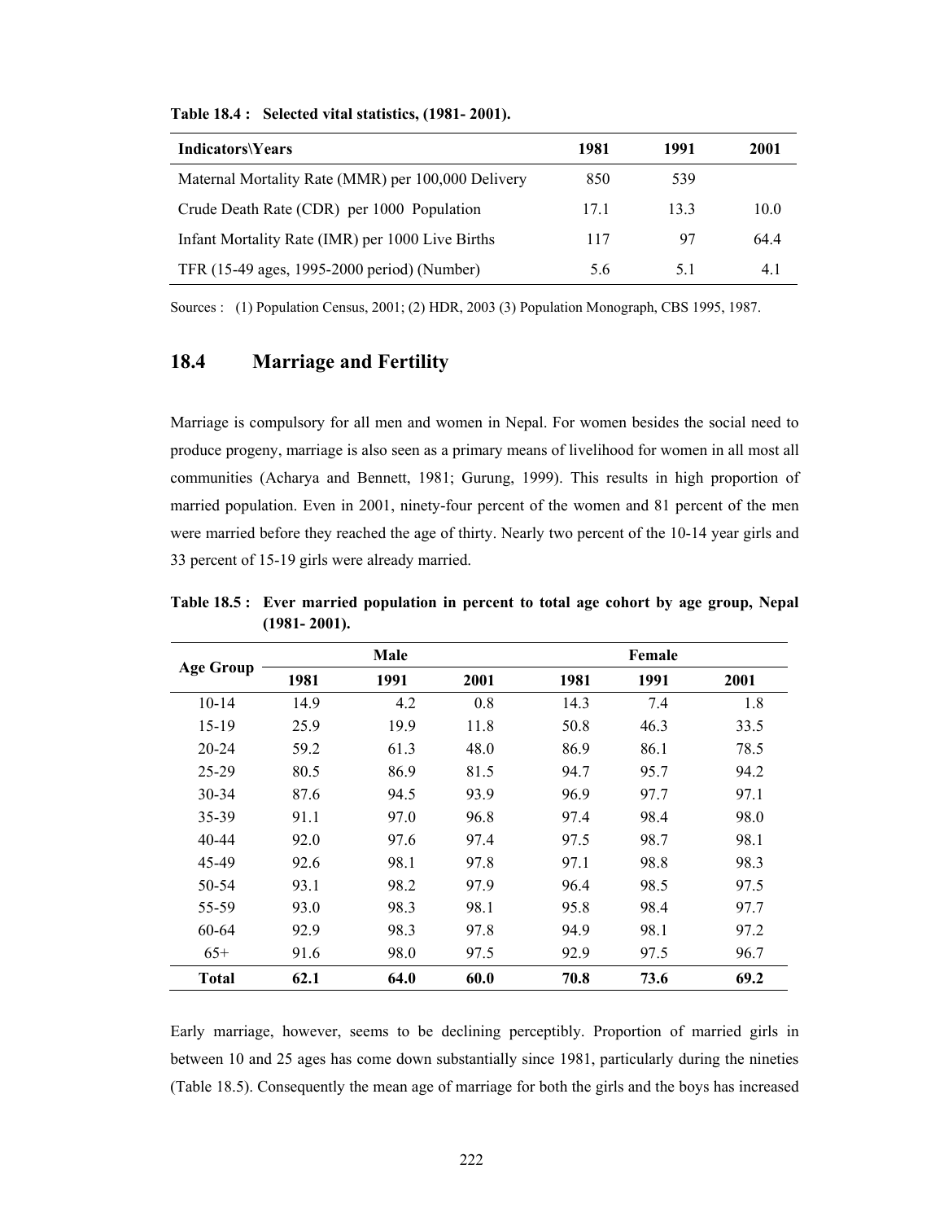**Table 18.4 : Selected vital statistics, (1981- 2001).**

| Indicators\Years | 1981 | 1991 | 2001 |
|---|---|---|---|
| Maternal Mortality Rate (MMR) per 100,000 Delivery | 850 | 539 | |
| Crude Death Rate (CDR) per 1000 Population | 17.1 | 13.3 | 10.0 |
| Infant Mortality Rate (IMR) per 1000 Live Births | 117 | 97 | 64.4 |
| TFR (15-49 ages, 1995-2000 period) (Number) | 5.6 | 5.1 | 4.1 |

Sources : (1) Population Census, 2001; (2) HDR, 2003 (3) Population Monograph, CBS 1995, 1987.

## 18.4 Marriage and Fertility

Marriage is compulsory for all men and women in Nepal. For women besides the social need to produce progeny, marriage is also seen as a primary means of livelihood for women in all most all communities (Acharya and Bennett, 1981; Gurung, 1999). This results in high proportion of married population. Even in 2001, ninety-four percent of the women and 81 percent of the men were married before they reached the age of thirty. Nearly two percent of the 10-14 year girls and 33 percent of 15-19 girls were already married.

**Table 18.5 : Ever married population in percent to total age cohort by age group, Nepal (1981- 2001).**

| Age Group | Male | | | Female | | |
|---|---|---|---|---|---|---|
| | 1981 | 1991 | 2001 | 1981 | 1991 | 2001 |
| 10-14 | 14.9 | 4.2 | 0.8 | 14.3 | 7.4 | 1.8 |
| 15-19 | 25.9 | 19.9 | 11.8 | 50.8 | 46.3 | 33.5 |
| 20-24 | 59.2 | 61.3 | 48.0 | 86.9 | 86.1 | 78.5 |
| 25-29 | 80.5 | 86.9 | 81.5 | 94.7 | 95.7 | 94.2 |
| 30-34 | 87.6 | 94.5 | 93.9 | 96.9 | 97.7 | 97.1 |
| 35-39 | 91.1 | 97.0 | 96.8 | 97.4 | 98.4 | 98.0 |
| 40-44 | 92.0 | 97.6 | 97.4 | 97.5 | 98.7 | 98.1 |
| 45-49 | 92.6 | 98.1 | 97.8 | 97.1 | 98.8 | 98.3 |
| 50-54 | 93.1 | 98.2 | 97.9 | 96.4 | 98.5 | 97.5 |
| 55-59 | 93.0 | 98.3 | 98.1 | 95.8 | 98.4 | 97.7 |
| 60-64 | 92.9 | 98.3 | 97.8 | 94.9 | 98.1 | 97.2 |
| 65+ | 91.6 | 98.0 | 97.5 | 92.9 | 97.5 | 96.7 |
| **Total** | **62.1** | **64.0** | **60.0** | **70.8** | **73.6** | **69.2** |

Early marriage, however, seems to be declining perceptibly. Proportion of married girls in between 10 and 25 ages has come down substantially since 1981, particularly during the nineties (Table 18.5). Consequently the mean age of marriage for both the girls and the boys has increased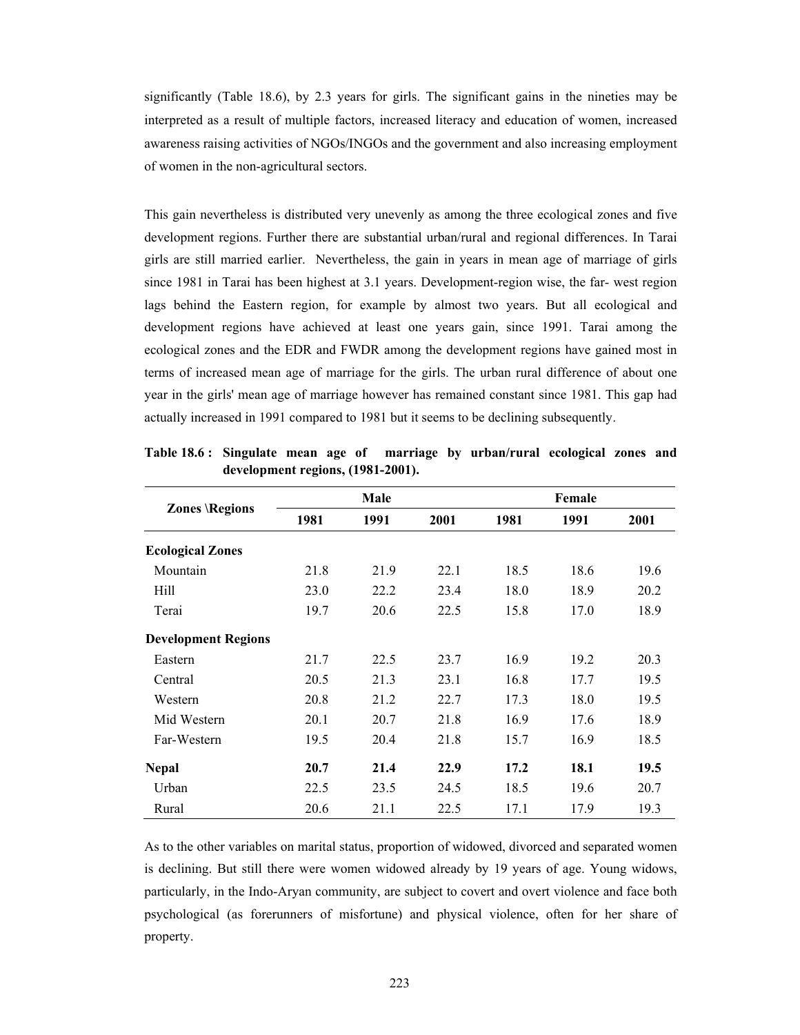significantly (Table 18.6), by 2.3 years for girls. The significant gains in the nineties may be interpreted as a result of multiple factors, increased literacy and education of women, increased awareness raising activities of NGOs/INGOs and the government and also increasing employment of women in the non-agricultural sectors.

This gain nevertheless is distributed very unevenly as among the three ecological zones and five development regions. Further there are substantial urban/rural and regional differences. In Tarai girls are still married earlier. Nevertheless, the gain in years in mean age of marriage of girls since 1981 in Tarai has been highest at 3.1 years. Development-region wise, the far- west region lags behind the Eastern region, for example by almost two years. But all ecological and development regions have achieved at least one years gain, since 1991. Tarai among the ecological zones and the EDR and FWDR among the development regions have gained most in terms of increased mean age of marriage for the girls. The urban rural difference of about one year in the girls' mean age of marriage however has remained constant since 1981. This gap had actually increased in 1991 compared to 1981 but it seems to be declining subsequently.

**Table 18.6 : Singulate mean age of marriage by urban/rural ecological zones and development regions, (1981-2001).**

| Zones \Regions | Male | | | Female | | |
|---|---|---|---|---|---|---|
| | 1981 | 1991 | 2001 | 1981 | 1991 | 2001 |
| **Ecological Zones** | | | | | | |
| Mountain | 21.8 | 21.9 | 22.1 | 18.5 | 18.6 | 19.6 |
| Hill | 23.0 | 22.2 | 23.4 | 18.0 | 18.9 | 20.2 |
| Terai | 19.7 | 20.6 | 22.5 | 15.8 | 17.0 | 18.9 |
| **Development Regions** | | | | | | |
| Eastern | 21.7 | 22.5 | 23.7 | 16.9 | 19.2 | 20.3 |
| Central | 20.5 | 21.3 | 23.1 | 16.8 | 17.7 | 19.5 |
| Western | 20.8 | 21.2 | 22.7 | 17.3 | 18.0 | 19.5 |
| Mid Western | 20.1 | 20.7 | 21.8 | 16.9 | 17.6 | 18.9 |
| Far-Western | 19.5 | 20.4 | 21.8 | 15.7 | 16.9 | 18.5 |
| **Nepal** | **20.7** | **21.4** | **22.9** | **17.2** | **18.1** | **19.5** |
| Urban | 22.5 | 23.5 | 24.5 | 18.5 | 19.6 | 20.7 |
| Rural | 20.6 | 21.1 | 22.5 | 17.1 | 17.9 | 19.3 |

As to the other variables on marital status, proportion of widowed, divorced and separated women is declining. But still there were women widowed already by 19 years of age. Young widows, particularly, in the Indo-Aryan community, are subject to covert and overt violence and face both psychological (as forerunners of misfortune) and physical violence, often for her share of property.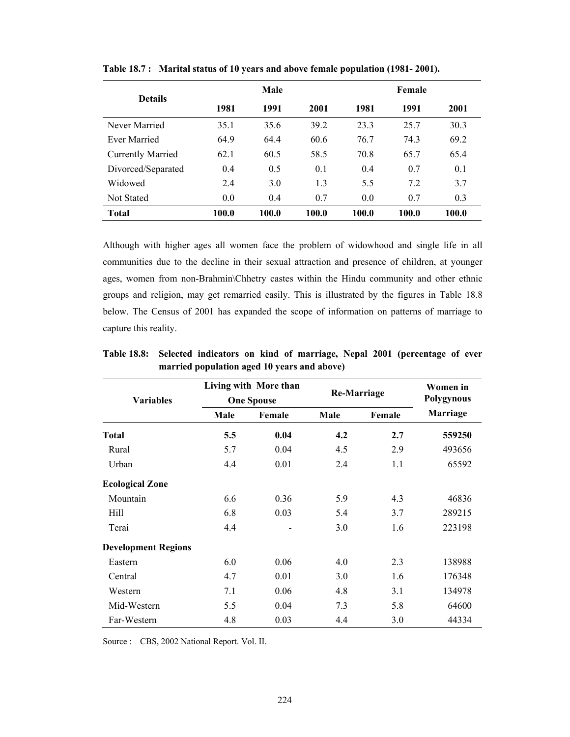**Table 18.7 : Marital status of 10 years and above female population (1981- 2001).**

| Details | Male | | | Female | | |
|---|---|---|---|---|---|---|
| | 1981 | 1991 | 2001 | 1981 | 1991 | 2001 |
| Never Married | 35.1 | 35.6 | 39.2 | 23.3 | 25.7 | 30.3 |
| Ever Married | 64.9 | 64.4 | 60.6 | 76.7 | 74.3 | 69.2 |
| Currently Married | 62.1 | 60.5 | 58.5 | 70.8 | 65.7 | 65.4 |
| Divorced/Separated | 0.4 | 0.5 | 0.1 | 0.4 | 0.7 | 0.1 |
| Widowed | 2.4 | 3.0 | 1.3 | 5.5 | 7.2 | 3.7 |
| Not Stated | 0.0 | 0.4 | 0.7 | 0.0 | 0.7 | 0.3 |
| **Total** | **100.0** | **100.0** | **100.0** | **100.0** | **100.0** | **100.0** |

Although with higher ages all women face the problem of widowhood and single life in all communities due to the decline in their sexual attraction and presence of children, at younger ages, women from non-Brahmin\Chhetry castes within the Hindu community and other ethnic groups and religion, may get remarried easily. This is illustrated by the figures in Table 18.8 below. The Census of 2001 has expanded the scope of information on patterns of marriage to capture this reality.

**Table 18.8: Selected indicators on kind of marriage, Nepal 2001 (percentage of ever married population aged 10 years and above)**

| Variables | Living with More than One Spouse | | Re-Marriage | | Women in Polygynous Marriage |
|---|---|---|---|---|---|
| | Male | Female | Male | Female | |
| **Total** | **5.5** | **0.04** | **4.2** | **2.7** | **559250** |
| Rural | 5.7 | 0.04 | 4.5 | 2.9 | 493656 |
| Urban | 4.4 | 0.01 | 2.4 | 1.1 | 65592 |
| **Ecological Zone** | | | | | |
| Mountain | 6.6 | 0.36 | 5.9 | 4.3 | 46836 |
| Hill | 6.8 | 0.03 | 5.4 | 3.7 | 289215 |
| Terai | 4.4 | - | 3.0 | 1.6 | 223198 |
| **Development Regions** | | | | | |
| Eastern | 6.0 | 0.06 | 4.0 | 2.3 | 138988 |
| Central | 4.7 | 0.01 | 3.0 | 1.6 | 176348 |
| Western | 7.1 | 0.06 | 4.8 | 3.1 | 134978 |
| Mid-Western | 5.5 | 0.04 | 7.3 | 5.8 | 64600 |
| Far-Western | 4.8 | 0.03 | 4.4 | 3.0 | 44334 |

Source : CBS, 2002 National Report. Vol. II.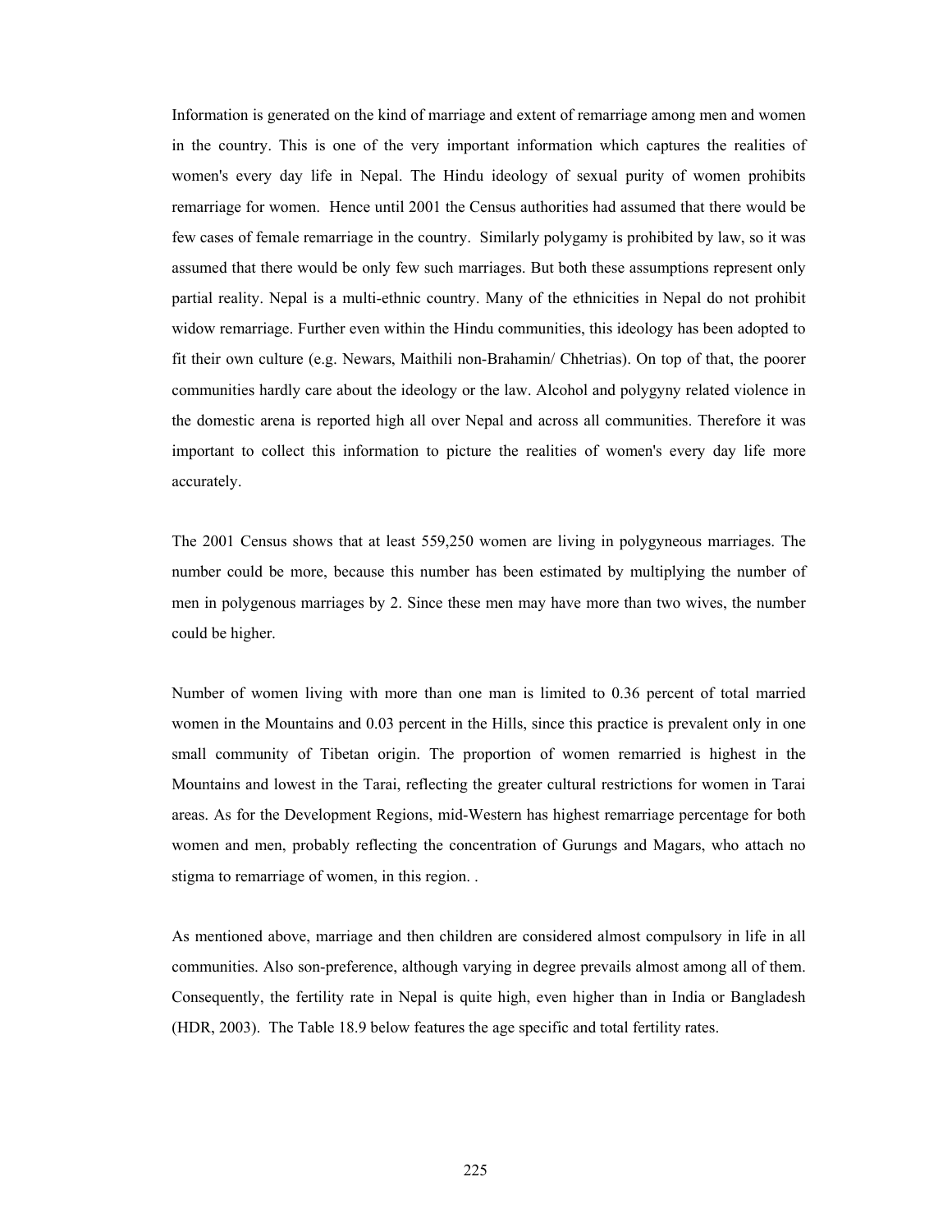Information is generated on the kind of marriage and extent of remarriage among men and women in the country. This is one of the very important information which captures the realities of women's every day life in Nepal. The Hindu ideology of sexual purity of women prohibits remarriage for women. Hence until 2001 the Census authorities had assumed that there would be few cases of female remarriage in the country. Similarly polygamy is prohibited by law, so it was assumed that there would be only few such marriages. But both these assumptions represent only partial reality. Nepal is a multi-ethnic country. Many of the ethnicities in Nepal do not prohibit widow remarriage. Further even within the Hindu communities, this ideology has been adopted to fit their own culture (e.g. Newars, Maithili non-Brahamin/ Chhetrias). On top of that, the poorer communities hardly care about the ideology or the law. Alcohol and polygyny related violence in the domestic arena is reported high all over Nepal and across all communities. Therefore it was important to collect this information to picture the realities of women's every day life more accurately.

The 2001 Census shows that at least 559,250 women are living in polygyneous marriages. The number could be more, because this number has been estimated by multiplying the number of men in polygenous marriages by 2. Since these men may have more than two wives, the number could be higher.

Number of women living with more than one man is limited to 0.36 percent of total married women in the Mountains and 0.03 percent in the Hills, since this practice is prevalent only in one small community of Tibetan origin. The proportion of women remarried is highest in the Mountains and lowest in the Tarai, reflecting the greater cultural restrictions for women in Tarai areas. As for the Development Regions, mid-Western has highest remarriage percentage for both women and men, probably reflecting the concentration of Gurungs and Magars, who attach no stigma to remarriage of women, in this region. .

As mentioned above, marriage and then children are considered almost compulsory in life in all communities. Also son-preference, although varying in degree prevails almost among all of them. Consequently, the fertility rate in Nepal is quite high, even higher than in India or Bangladesh (HDR, 2003). The Table 18.9 below features the age specific and total fertility rates.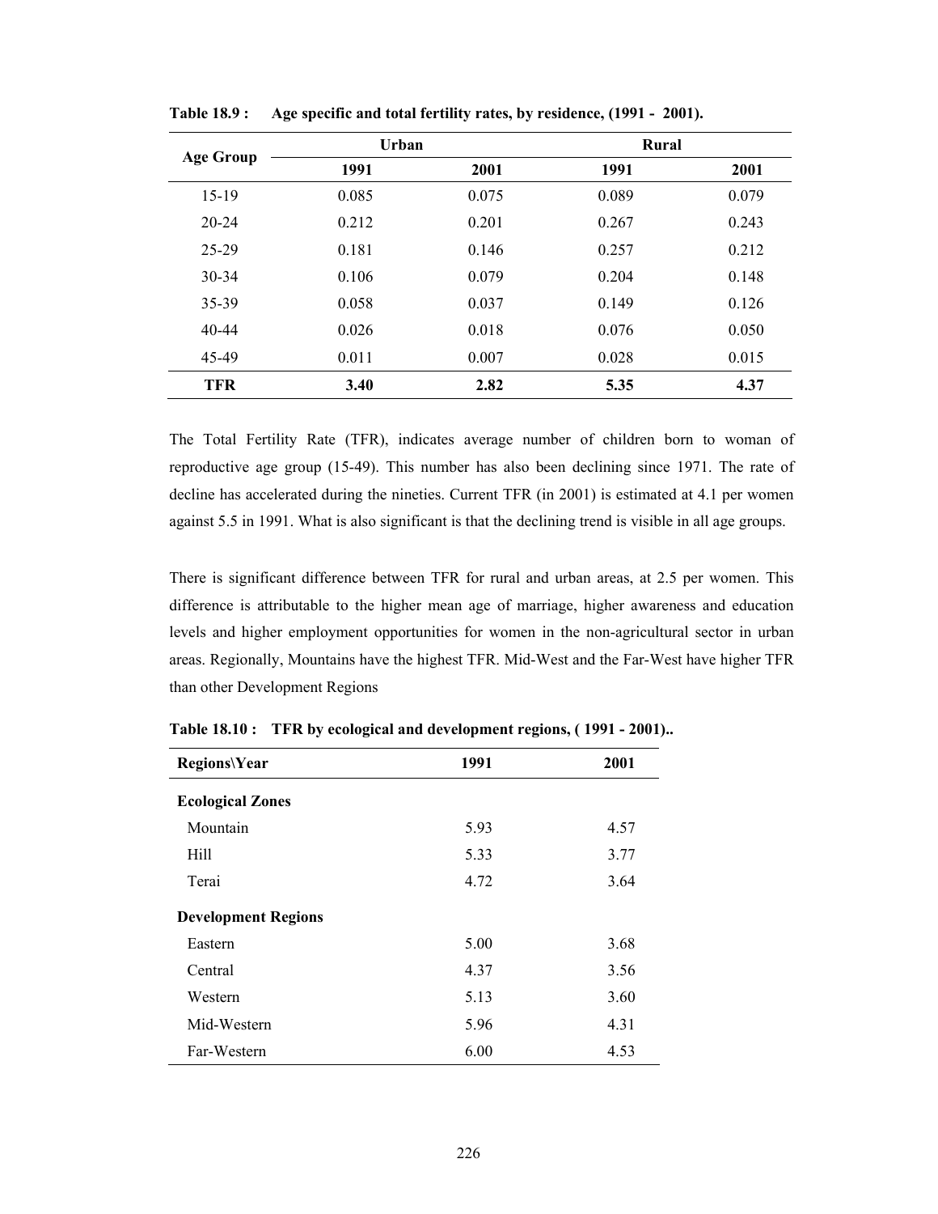**Table 18.9 : Age specific and total fertility rates, by residence, (1991 - 2001).**

| Age Group | Urban | | Rural | |
|---|---|---|---|---|
| | 1991 | 2001 | 1991 | 2001 |
| 15-19 | 0.085 | 0.075 | 0.089 | 0.079 |
| 20-24 | 0.212 | 0.201 | 0.267 | 0.243 |
| 25-29 | 0.181 | 0.146 | 0.257 | 0.212 |
| 30-34 | 0.106 | 0.079 | 0.204 | 0.148 |
| 35-39 | 0.058 | 0.037 | 0.149 | 0.126 |
| 40-44 | 0.026 | 0.018 | 0.076 | 0.050 |
| 45-49 | 0.011 | 0.007 | 0.028 | 0.015 |
| **TFR** | **3.40** | **2.82** | **5.35** | **4.37** |

The Total Fertility Rate (TFR), indicates average number of children born to woman of reproductive age group (15-49). This number has also been declining since 1971. The rate of decline has accelerated during the nineties. Current TFR (in 2001) is estimated at 4.1 per women against 5.5 in 1991. What is also significant is that the declining trend is visible in all age groups.

There is significant difference between TFR for rural and urban areas, at 2.5 per women. This difference is attributable to the higher mean age of marriage, higher awareness and education levels and higher employment opportunities for women in the non-agricultural sector in urban areas. Regionally, Mountains have the highest TFR. Mid-West and the Far-West have higher TFR than other Development Regions

**Table 18.10 : TFR by ecological and development regions, ( 1991 - 2001)..**

| Regions\Year | 1991 | 2001 |
|---|---|---|
| **Ecological Zones** | | |
| Mountain | 5.93 | 4.57 |
| Hill | 5.33 | 3.77 |
| Terai | 4.72 | 3.64 |
| **Development Regions** | | |
| Eastern | 5.00 | 3.68 |
| Central | 4.37 | 3.56 |
| Western | 5.13 | 3.60 |
| Mid-Western | 5.96 | 4.31 |
| Far-Western | 6.00 | 4.53 |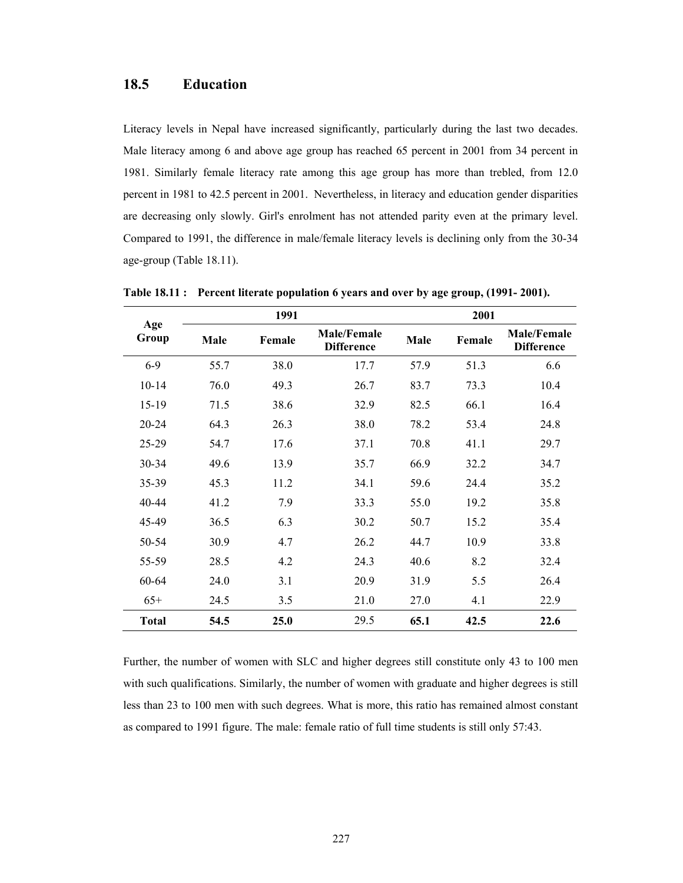## 18.5 Education

Literacy levels in Nepal have increased significantly, particularly during the last two decades. Male literacy among 6 and above age group has reached 65 percent in 2001 from 34 percent in 1981. Similarly female literacy rate among this age group has more than trebled, from 12.0 percent in 1981 to 42.5 percent in 2001. Nevertheless, in literacy and education gender disparities are decreasing only slowly. Girl's enrolment has not attended parity even at the primary level. Compared to 1991, the difference in male/female literacy levels is declining only from the 30-34 age-group (Table 18.11).

**Table 18.11 : Percent literate population 6 years and over by age group, (1991- 2001).**

| Age Group | 1991 | | | 2001 | | |
|---|---|---|---|---|---|---|
| | Male | Female | Male/Female Difference | Male | Female | Male/Female Difference |
| 6-9 | 55.7 | 38.0 | 17.7 | 57.9 | 51.3 | 6.6 |
| 10-14 | 76.0 | 49.3 | 26.7 | 83.7 | 73.3 | 10.4 |
| 15-19 | 71.5 | 38.6 | 32.9 | 82.5 | 66.1 | 16.4 |
| 20-24 | 64.3 | 26.3 | 38.0 | 78.2 | 53.4 | 24.8 |
| 25-29 | 54.7 | 17.6 | 37.1 | 70.8 | 41.1 | 29.7 |
| 30-34 | 49.6 | 13.9 | 35.7 | 66.9 | 32.2 | 34.7 |
| 35-39 | 45.3 | 11.2 | 34.1 | 59.6 | 24.4 | 35.2 |
| 40-44 | 41.2 | 7.9 | 33.3 | 55.0 | 19.2 | 35.8 |
| 45-49 | 36.5 | 6.3 | 30.2 | 50.7 | 15.2 | 35.4 |
| 50-54 | 30.9 | 4.7 | 26.2 | 44.7 | 10.9 | 33.8 |
| 55-59 | 28.5 | 4.2 | 24.3 | 40.6 | 8.2 | 32.4 |
| 60-64 | 24.0 | 3.1 | 20.9 | 31.9 | 5.5 | 26.4 |
| 65+ | 24.5 | 3.5 | 21.0 | 27.0 | 4.1 | 22.9 |
| **Total** | **54.5** | **25.0** | 29.5 | **65.1** | **42.5** | **22.6** |

Further, the number of women with SLC and higher degrees still constitute only 43 to 100 men with such qualifications. Similarly, the number of women with graduate and higher degrees is still less than 23 to 100 men with such degrees. What is more, this ratio has remained almost constant as compared to 1991 figure. The male: female ratio of full time students is still only 57:43.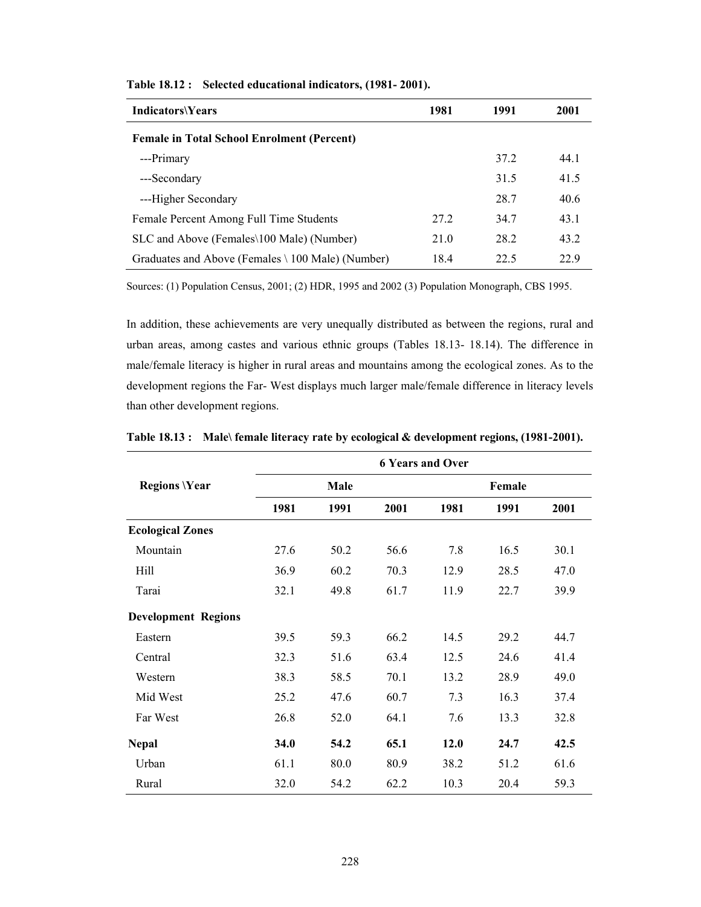**Table 18.12 : Selected educational indicators, (1981- 2001).**

| Indicators\Years | 1981 | 1991 | 2001 |
|---|---|---|---|
| **Female in Total School Enrolment (Percent)** | | | |
| ---Primary | | 37.2 | 44.1 |
| ---Secondary | | 31.5 | 41.5 |
| ---Higher Secondary | | 28.7 | 40.6 |
| Female Percent Among Full Time Students | 27.2 | 34.7 | 43.1 |
| SLC and Above (Females\100 Male) (Number) | 21.0 | 28.2 | 43.2 |
| Graduates and Above (Females \ 100 Male) (Number) | 18.4 | 22.5 | 22.9 |

Sources: (1) Population Census, 2001; (2) HDR, 1995 and 2002 (3) Population Monograph, CBS 1995.

In addition, these achievements are very unequally distributed as between the regions, rural and urban areas, among castes and various ethnic groups (Tables 18.13- 18.14). The difference in male/female literacy is higher in rural areas and mountains among the ecological zones. As to the development regions the Far- West displays much larger male/female difference in literacy levels than other development regions.

**Table 18.13 : Male\ female literacy rate by ecological & development regions, (1981-2001).**

| Regions \Year | 6 Years and Over | | | | | |
|---|---|---|---|---|---|---|
| | Male | | | Female | | |
| | 1981 | 1991 | 2001 | 1981 | 1991 | 2001 |
| **Ecological Zones** | | | | | | |
| Mountain | 27.6 | 50.2 | 56.6 | 7.8 | 16.5 | 30.1 |
| Hill | 36.9 | 60.2 | 70.3 | 12.9 | 28.5 | 47.0 |
| Tarai | 32.1 | 49.8 | 61.7 | 11.9 | 22.7 | 39.9 |
| **Development Regions** | | | | | | |
| Eastern | 39.5 | 59.3 | 66.2 | 14.5 | 29.2 | 44.7 |
| Central | 32.3 | 51.6 | 63.4 | 12.5 | 24.6 | 41.4 |
| Western | 38.3 | 58.5 | 70.1 | 13.2 | 28.9 | 49.0 |
| Mid West | 25.2 | 47.6 | 60.7 | 7.3 | 16.3 | 37.4 |
| Far West | 26.8 | 52.0 | 64.1 | 7.6 | 13.3 | 32.8 |
| **Nepal** | **34.0** | **54.2** | **65.1** | **12.0** | **24.7** | **42.5** |
| Urban | 61.1 | 80.0 | 80.9 | 38.2 | 51.2 | 61.6 |
| Rural | 32.0 | 54.2 | 62.2 | 10.3 | 20.4 | 59.3 |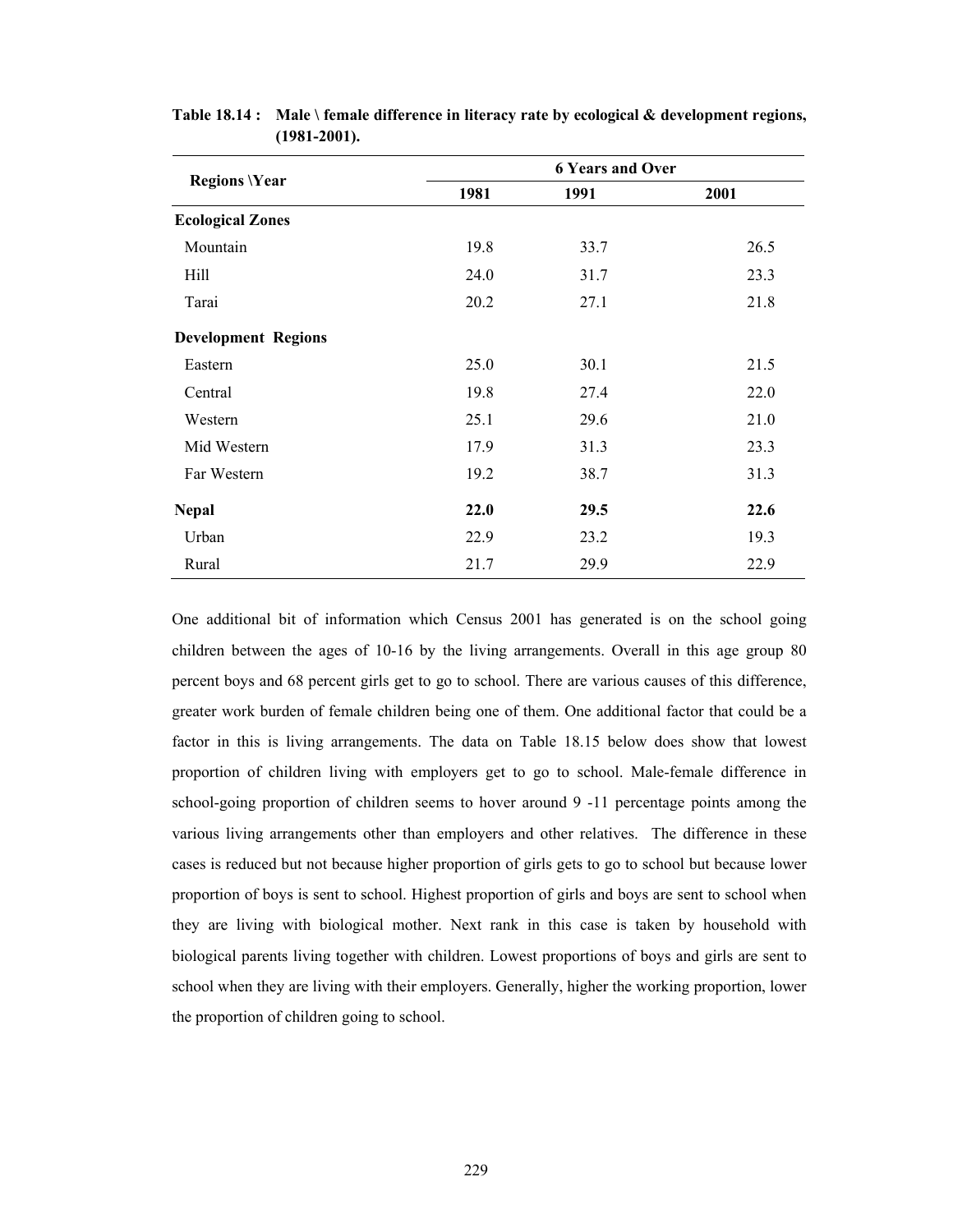**Table 18.14 : Male \ female difference in literacy rate by ecological & development regions, (1981-2001).**

| Regions \Year | 6 Years and Over | | |
|---|---|---|---|
| | 1981 | 1991 | 2001 |
| **Ecological Zones** | | | |
| Mountain | 19.8 | 33.7 | 26.5 |
| Hill | 24.0 | 31.7 | 23.3 |
| Tarai | 20.2 | 27.1 | 21.8 |
| **Development Regions** | | | |
| Eastern | 25.0 | 30.1 | 21.5 |
| Central | 19.8 | 27.4 | 22.0 |
| Western | 25.1 | 29.6 | 21.0 |
| Mid Western | 17.9 | 31.3 | 23.3 |
| Far Western | 19.2 | 38.7 | 31.3 |
| **Nepal** | **22.0** | **29.5** | **22.6** |
| Urban | 22.9 | 23.2 | 19.3 |
| Rural | 21.7 | 29.9 | 22.9 |

One additional bit of information which Census 2001 has generated is on the school going children between the ages of 10-16 by the living arrangements. Overall in this age group 80 percent boys and 68 percent girls get to go to school. There are various causes of this difference, greater work burden of female children being one of them. One additional factor that could be a factor in this is living arrangements. The data on Table 18.15 below does show that lowest proportion of children living with employers get to go to school. Male-female difference in school-going proportion of children seems to hover around 9 -11 percentage points among the various living arrangements other than employers and other relatives. The difference in these cases is reduced but not because higher proportion of girls gets to go to school but because lower proportion of boys is sent to school. Highest proportion of girls and boys are sent to school when they are living with biological mother. Next rank in this case is taken by household with biological parents living together with children. Lowest proportions of boys and girls are sent to school when they are living with their employers. Generally, higher the working proportion, lower the proportion of children going to school.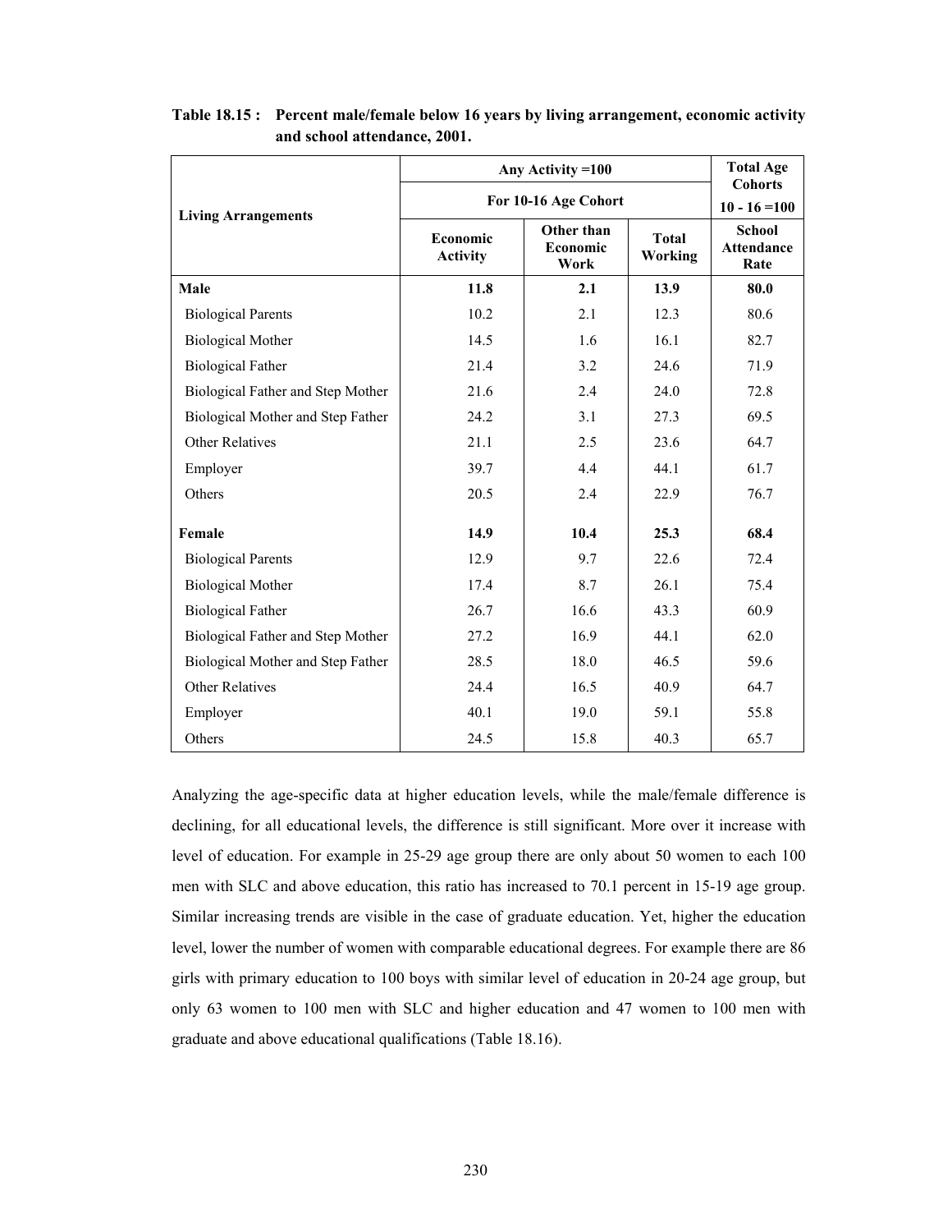**Table 18.15 : Percent male/female below 16 years by living arrangement, economic activity and school attendance, 2001.**

| Living Arrangements | Any Activity =100 | | | Total Age Cohorts |
|---|---|---|---|---|
| | For 10-16 Age Cohort | | | 10 - 16 =100 |
| | Economic Activity | Other than Economic Work | Total Working | School Attendance Rate |
| **Male** | **11.8** | **2.1** | **13.9** | **80.0** |
| Biological Parents | 10.2 | 2.1 | 12.3 | 80.6 |
| Biological Mother | 14.5 | 1.6 | 16.1 | 82.7 |
| Biological Father | 21.4 | 3.2 | 24.6 | 71.9 |
| Biological Father and Step Mother | 21.6 | 2.4 | 24.0 | 72.8 |
| Biological Mother and Step Father | 24.2 | 3.1 | 27.3 | 69.5 |
| Other Relatives | 21.1 | 2.5 | 23.6 | 64.7 |
| Employer | 39.7 | 4.4 | 44.1 | 61.7 |
| Others | 20.5 | 2.4 | 22.9 | 76.7 |
| **Female** | **14.9** | **10.4** | **25.3** | **68.4** |
| Biological Parents | 12.9 | 9.7 | 22.6 | 72.4 |
| Biological Mother | 17.4 | 8.7 | 26.1 | 75.4 |
| Biological Father | 26.7 | 16.6 | 43.3 | 60.9 |
| Biological Father and Step Mother | 27.2 | 16.9 | 44.1 | 62.0 |
| Biological Mother and Step Father | 28.5 | 18.0 | 46.5 | 59.6 |
| Other Relatives | 24.4 | 16.5 | 40.9 | 64.7 |
| Employer | 40.1 | 19.0 | 59.1 | 55.8 |
| Others | 24.5 | 15.8 | 40.3 | 65.7 |

Analyzing the age-specific data at higher education levels, while the male/female difference is declining, for all educational levels, the difference is still significant. More over it increase with level of education. For example in 25-29 age group there are only about 50 women to each 100 men with SLC and above education, this ratio has increased to 70.1 percent in 15-19 age group. Similar increasing trends are visible in the case of graduate education. Yet, higher the education level, lower the number of women with comparable educational degrees. For example there are 86 girls with primary education to 100 boys with similar level of education in 20-24 age group, but only 63 women to 100 men with SLC and higher education and 47 women to 100 men with graduate and above educational qualifications (Table 18.16).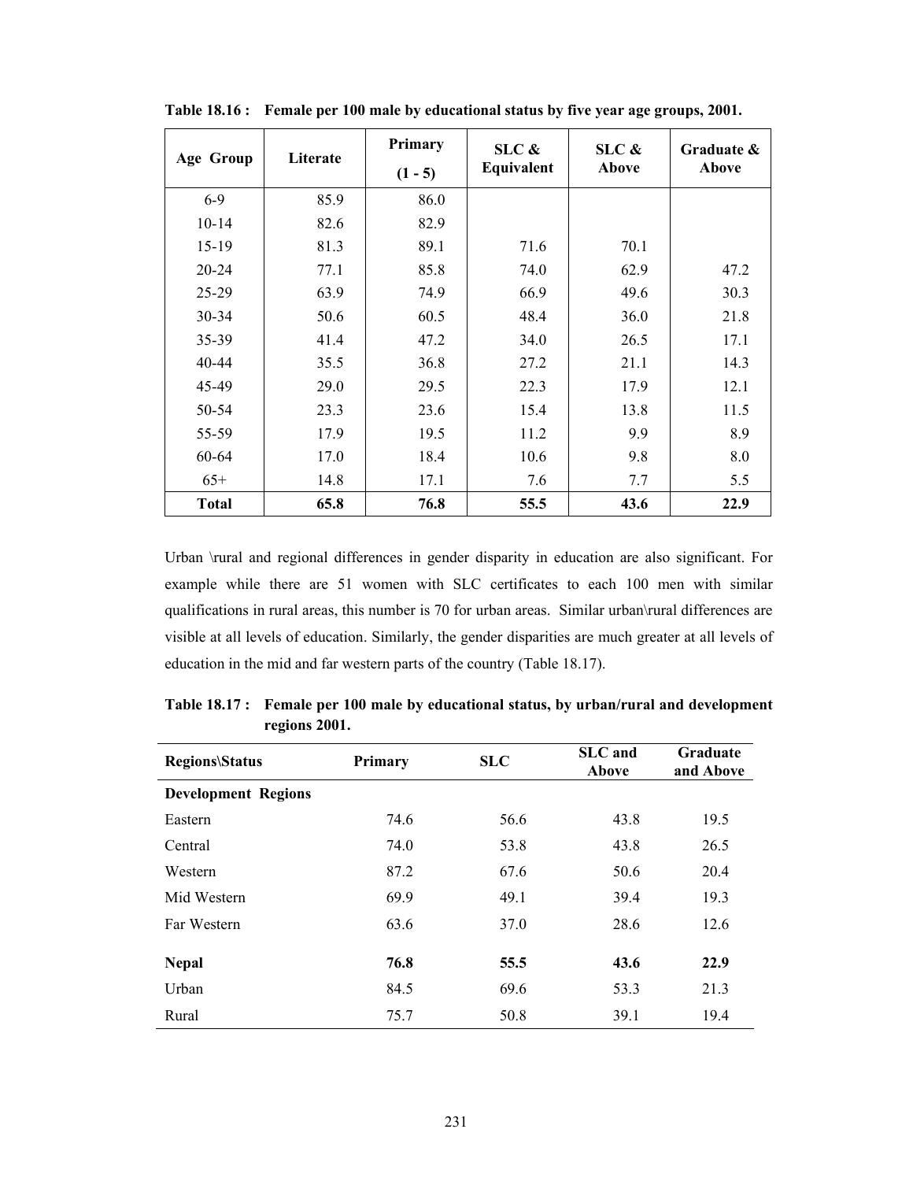**Table 18.16 : Female per 100 male by educational status by five year age groups, 2001.**

| Age Group | Literate | Primary (1 - 5) | SLC & Equivalent | SLC & Above | Graduate & Above |
|---|---|---|---|---|---|
| 6-9 | 85.9 | 86.0 | | | |
| 10-14 | 82.6 | 82.9 | | | |
| 15-19 | 81.3 | 89.1 | 71.6 | 70.1 | |
| 20-24 | 77.1 | 85.8 | 74.0 | 62.9 | 47.2 |
| 25-29 | 63.9 | 74.9 | 66.9 | 49.6 | 30.3 |
| 30-34 | 50.6 | 60.5 | 48.4 | 36.0 | 21.8 |
| 35-39 | 41.4 | 47.2 | 34.0 | 26.5 | 17.1 |
| 40-44 | 35.5 | 36.8 | 27.2 | 21.1 | 14.3 |
| 45-49 | 29.0 | 29.5 | 22.3 | 17.9 | 12.1 |
| 50-54 | 23.3 | 23.6 | 15.4 | 13.8 | 11.5 |
| 55-59 | 17.9 | 19.5 | 11.2 | 9.9 | 8.9 |
| 60-64 | 17.0 | 18.4 | 10.6 | 9.8 | 8.0 |
| 65+ | 14.8 | 17.1 | 7.6 | 7.7 | 5.5 |
| **Total** | **65.8** | **76.8** | **55.5** | **43.6** | **22.9** |

Urban \rural and regional differences in gender disparity in education are also significant. For example while there are 51 women with SLC certificates to each 100 men with similar qualifications in rural areas, this number is 70 for urban areas. Similar urban\rural differences are visible at all levels of education. Similarly, the gender disparities are much greater at all levels of education in the mid and far western parts of the country (Table 18.17).

**Table 18.17 : Female per 100 male by educational status, by urban/rural and development regions 2001.**

| Regions\Status | Primary | SLC | SLC and Above | Graduate and Above |
|---|---|---|---|---|
| **Development Regions** | | | | |
| Eastern | 74.6 | 56.6 | 43.8 | 19.5 |
| Central | 74.0 | 53.8 | 43.8 | 26.5 |
| Western | 87.2 | 67.6 | 50.6 | 20.4 |
| Mid Western | 69.9 | 49.1 | 39.4 | 19.3 |
| Far Western | 63.6 | 37.0 | 28.6 | 12.6 |
| **Nepal** | **76.8** | **55.5** | **43.6** | **22.9** |
| Urban | 84.5 | 69.6 | 53.3 | 21.3 |
| Rural | 75.7 | 50.8 | 39.1 | 19.4 |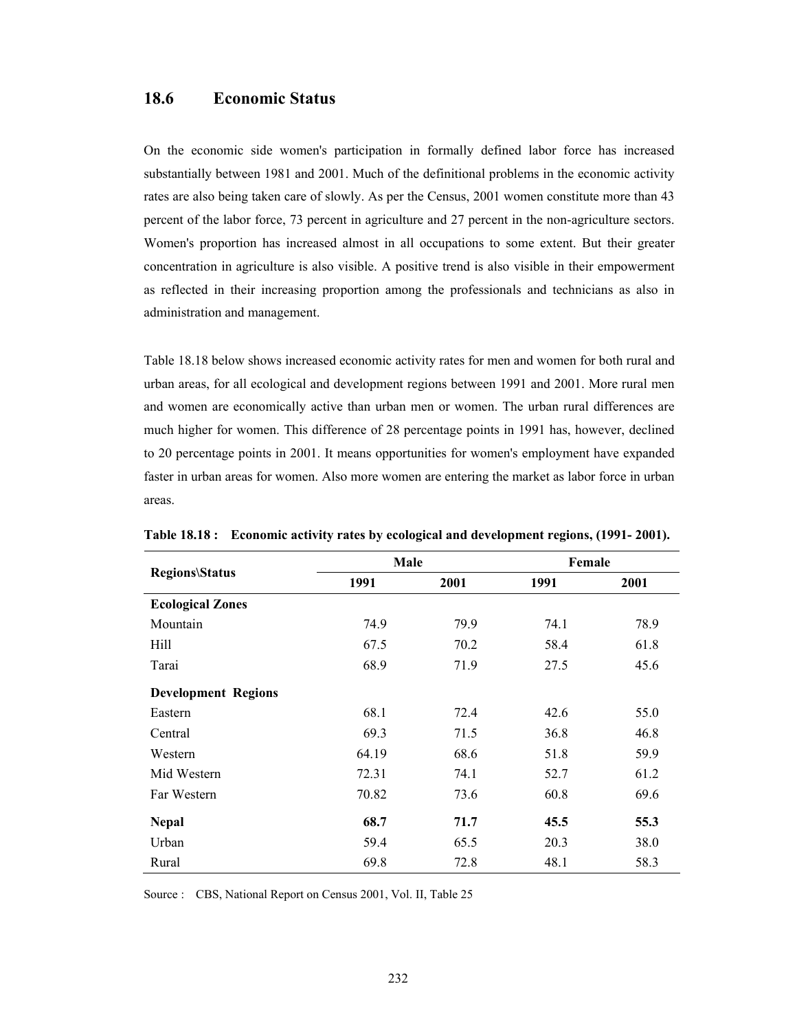## 18.6 Economic Status

On the economic side women's participation in formally defined labor force has increased substantially between 1981 and 2001. Much of the definitional problems in the economic activity rates are also being taken care of slowly. As per the Census, 2001 women constitute more than 43 percent of the labor force, 73 percent in agriculture and 27 percent in the non-agriculture sectors. Women's proportion has increased almost in all occupations to some extent. But their greater concentration in agriculture is also visible. A positive trend is also visible in their empowerment as reflected in their increasing proportion among the professionals and technicians as also in administration and management.

Table 18.18 below shows increased economic activity rates for men and women for both rural and urban areas, for all ecological and development regions between 1991 and 2001. More rural men and women are economically active than urban men or women. The urban rural differences are much higher for women. This difference of 28 percentage points in 1991 has, however, declined to 20 percentage points in 2001. It means opportunities for women's employment have expanded faster in urban areas for women. Also more women are entering the market as labor force in urban areas.

**Table 18.18 : Economic activity rates by ecological and development regions, (1991- 2001).**

| Regions\Status | Male | | Female | |
|---|---|---|---|---|
| | 1991 | 2001 | 1991 | 2001 |
| **Ecological Zones** | | | | |
| Mountain | 74.9 | 79.9 | 74.1 | 78.9 |
| Hill | 67.5 | 70.2 | 58.4 | 61.8 |
| Tarai | 68.9 | 71.9 | 27.5 | 45.6 |
| **Development Regions** | | | | |
| Eastern | 68.1 | 72.4 | 42.6 | 55.0 |
| Central | 69.3 | 71.5 | 36.8 | 46.8 |
| Western | 64.19 | 68.6 | 51.8 | 59.9 |
| Mid Western | 72.31 | 74.1 | 52.7 | 61.2 |
| Far Western | 70.82 | 73.6 | 60.8 | 69.6 |
| **Nepal** | **68.7** | **71.7** | **45.5** | **55.3** |
| Urban | 59.4 | 65.5 | 20.3 | 38.0 |
| Rural | 69.8 | 72.8 | 48.1 | 58.3 |

Source : CBS, National Report on Census 2001, Vol. II, Table 25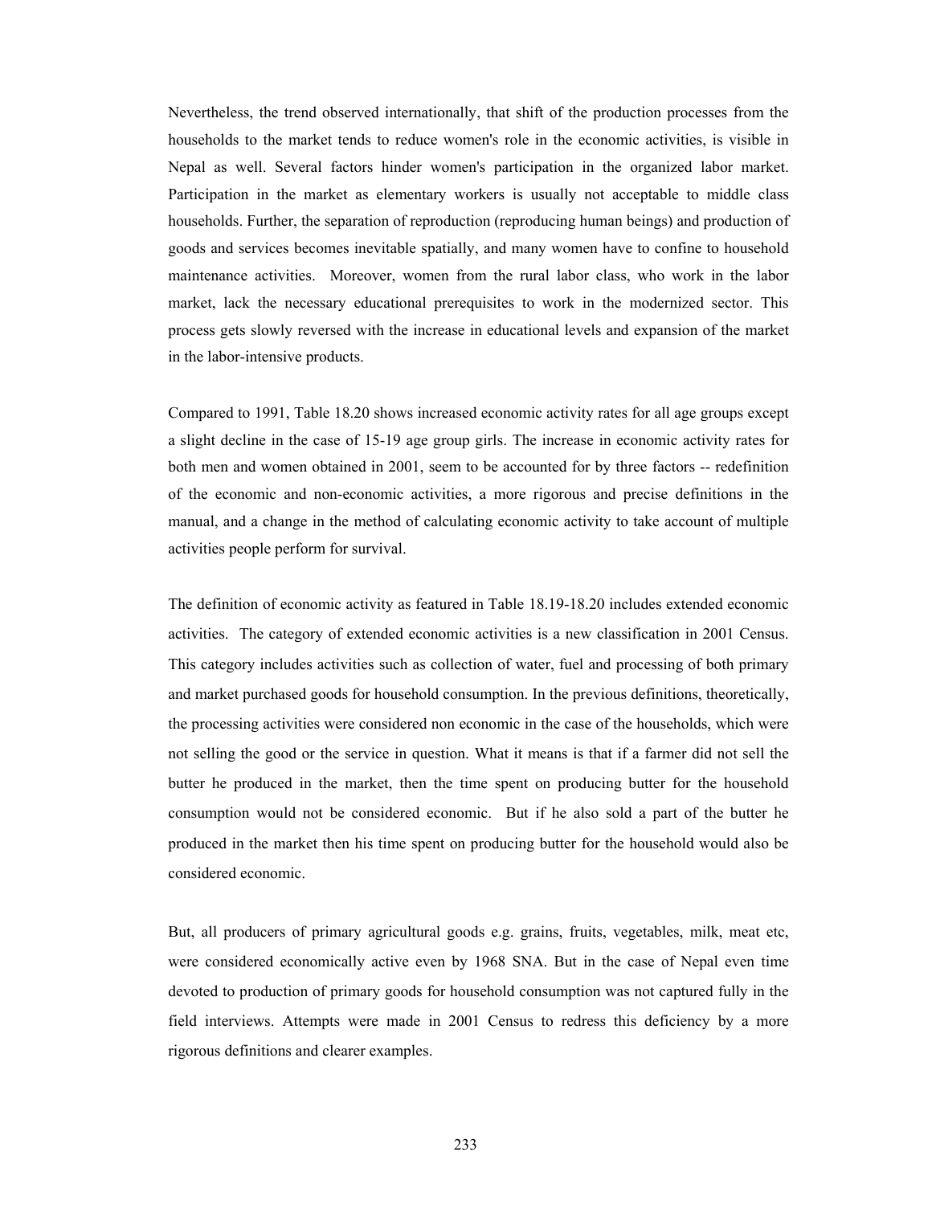Nevertheless, the trend observed internationally, that shift of the production processes from the households to the market tends to reduce women's role in the economic activities, is visible in Nepal as well. Several factors hinder women's participation in the organized labor market. Participation in the market as elementary workers is usually not acceptable to middle class households. Further, the separation of reproduction (reproducing human beings) and production of goods and services becomes inevitable spatially, and many women have to confine to household maintenance activities. Moreover, women from the rural labor class, who work in the labor market, lack the necessary educational prerequisites to work in the modernized sector. This process gets slowly reversed with the increase in educational levels and expansion of the market in the labor-intensive products.

Compared to 1991, Table 18.20 shows increased economic activity rates for all age groups except a slight decline in the case of 15-19 age group girls. The increase in economic activity rates for both men and women obtained in 2001, seem to be accounted for by three factors -- redefinition of the economic and non-economic activities, a more rigorous and precise definitions in the manual, and a change in the method of calculating economic activity to take account of multiple activities people perform for survival.

The definition of economic activity as featured in Table 18.19-18.20 includes extended economic activities. The category of extended economic activities is a new classification in 2001 Census. This category includes activities such as collection of water, fuel and processing of both primary and market purchased goods for household consumption. In the previous definitions, theoretically, the processing activities were considered non economic in the case of the households, which were not selling the good or the service in question. What it means is that if a farmer did not sell the butter he produced in the market, then the time spent on producing butter for the household consumption would not be considered economic. But if he also sold a part of the butter he produced in the market then his time spent on producing butter for the household would also be considered economic.

But, all producers of primary agricultural goods e.g. grains, fruits, vegetables, milk, meat etc, were considered economically active even by 1968 SNA. But in the case of Nepal even time devoted to production of primary goods for household consumption was not captured fully in the field interviews. Attempts were made in 2001 Census to redress this deficiency by a more rigorous definitions and clearer examples.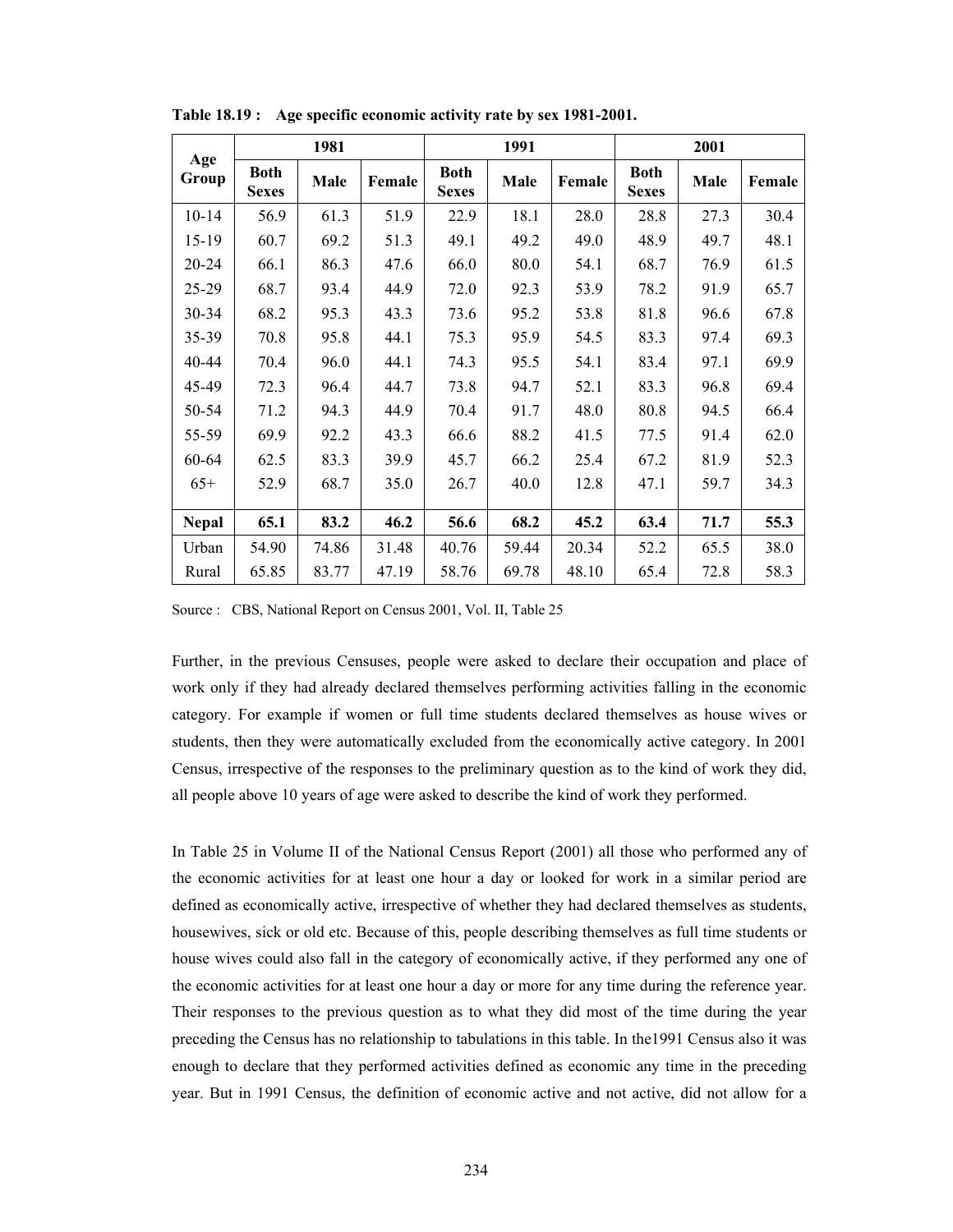**Table 18.19 : Age specific economic activity rate by sex 1981-2001.**

| Age Group | 1981 | | | 1991 | | | 2001 | | |
|---|---|---|---|---|---|---|---|---|---|
| | Both Sexes | Male | Female | Both Sexes | Male | Female | Both Sexes | Male | Female |
| 10-14 | 56.9 | 61.3 | 51.9 | 22.9 | 18.1 | 28.0 | 28.8 | 27.3 | 30.4 |
| 15-19 | 60.7 | 69.2 | 51.3 | 49.1 | 49.2 | 49.0 | 48.9 | 49.7 | 48.1 |
| 20-24 | 66.1 | 86.3 | 47.6 | 66.0 | 80.0 | 54.1 | 68.7 | 76.9 | 61.5 |
| 25-29 | 68.7 | 93.4 | 44.9 | 72.0 | 92.3 | 53.9 | 78.2 | 91.9 | 65.7 |
| 30-34 | 68.2 | 95.3 | 43.3 | 73.6 | 95.2 | 53.8 | 81.8 | 96.6 | 67.8 |
| 35-39 | 70.8 | 95.8 | 44.1 | 75.3 | 95.9 | 54.5 | 83.3 | 97.4 | 69.3 |
| 40-44 | 70.4 | 96.0 | 44.1 | 74.3 | 95.5 | 54.1 | 83.4 | 97.1 | 69.9 |
| 45-49 | 72.3 | 96.4 | 44.7 | 73.8 | 94.7 | 52.1 | 83.3 | 96.8 | 69.4 |
| 50-54 | 71.2 | 94.3 | 44.9 | 70.4 | 91.7 | 48.0 | 80.8 | 94.5 | 66.4 |
| 55-59 | 69.9 | 92.2 | 43.3 | 66.6 | 88.2 | 41.5 | 77.5 | 91.4 | 62.0 |
| 60-64 | 62.5 | 83.3 | 39.9 | 45.7 | 66.2 | 25.4 | 67.2 | 81.9 | 52.3 |
| 65+ | 52.9 | 68.7 | 35.0 | 26.7 | 40.0 | 12.8 | 47.1 | 59.7 | 34.3 |
| **Nepal** | **65.1** | **83.2** | **46.2** | **56.6** | **68.2** | **45.2** | **63.4** | **71.7** | **55.3** |
| Urban | 54.90 | 74.86 | 31.48 | 40.76 | 59.44 | 20.34 | 52.2 | 65.5 | 38.0 |
| Rural | 65.85 | 83.77 | 47.19 | 58.76 | 69.78 | 48.10 | 65.4 | 72.8 | 58.3 |

Source : CBS, National Report on Census 2001, Vol. II, Table 25

Further, in the previous Censuses, people were asked to declare their occupation and place of work only if they had already declared themselves performing activities falling in the economic category. For example if women or full time students declared themselves as house wives or students, then they were automatically excluded from the economically active category. In 2001 Census, irrespective of the responses to the preliminary question as to the kind of work they did, all people above 10 years of age were asked to describe the kind of work they performed.

In Table 25 in Volume II of the National Census Report (2001) all those who performed any of the economic activities for at least one hour a day or looked for work in a similar period are defined as economically active, irrespective of whether they had declared themselves as students, housewives, sick or old etc. Because of this, people describing themselves as full time students or house wives could also fall in the category of economically active, if they performed any one of the economic activities for at least one hour a day or more for any time during the reference year. Their responses to the previous question as to what they did most of the time during the year preceding the Census has no relationship to tabulations in this table. In the1991 Census also it was enough to declare that they performed activities defined as economic any time in the preceding year. But in 1991 Census, the definition of economic active and not active, did not allow for a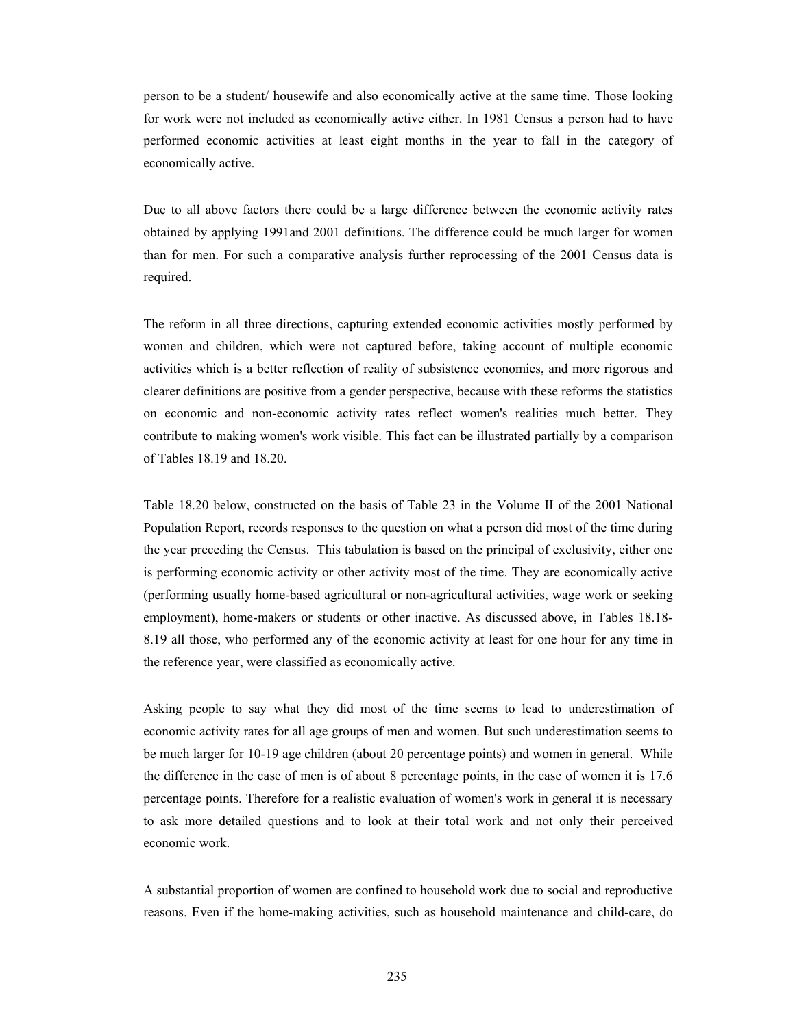person to be a student/ housewife and also economically active at the same time. Those looking for work were not included as economically active either. In 1981 Census a person had to have performed economic activities at least eight months in the year to fall in the category of economically active.

Due to all above factors there could be a large difference between the economic activity rates obtained by applying 1991and 2001 definitions. The difference could be much larger for women than for men. For such a comparative analysis further reprocessing of the 2001 Census data is required.

The reform in all three directions, capturing extended economic activities mostly performed by women and children, which were not captured before, taking account of multiple economic activities which is a better reflection of reality of subsistence economies, and more rigorous and clearer definitions are positive from a gender perspective, because with these reforms the statistics on economic and non-economic activity rates reflect women's realities much better. They contribute to making women's work visible. This fact can be illustrated partially by a comparison of Tables 18.19 and 18.20.

Table 18.20 below, constructed on the basis of Table 23 in the Volume II of the 2001 National Population Report, records responses to the question on what a person did most of the time during the year preceding the Census. This tabulation is based on the principal of exclusivity, either one is performing economic activity or other activity most of the time. They are economically active (performing usually home-based agricultural or non-agricultural activities, wage work or seeking employment), home-makers or students or other inactive. As discussed above, in Tables 18.18-8.19 all those, who performed any of the economic activity at least for one hour for any time in the reference year, were classified as economically active.

Asking people to say what they did most of the time seems to lead to underestimation of economic activity rates for all age groups of men and women. But such underestimation seems to be much larger for 10-19 age children (about 20 percentage points) and women in general. While the difference in the case of men is of about 8 percentage points, in the case of women it is 17.6 percentage points. Therefore for a realistic evaluation of women's work in general it is necessary to ask more detailed questions and to look at their total work and not only their perceived economic work.

A substantial proportion of women are confined to household work due to social and reproductive reasons. Even if the home-making activities, such as household maintenance and child-care, do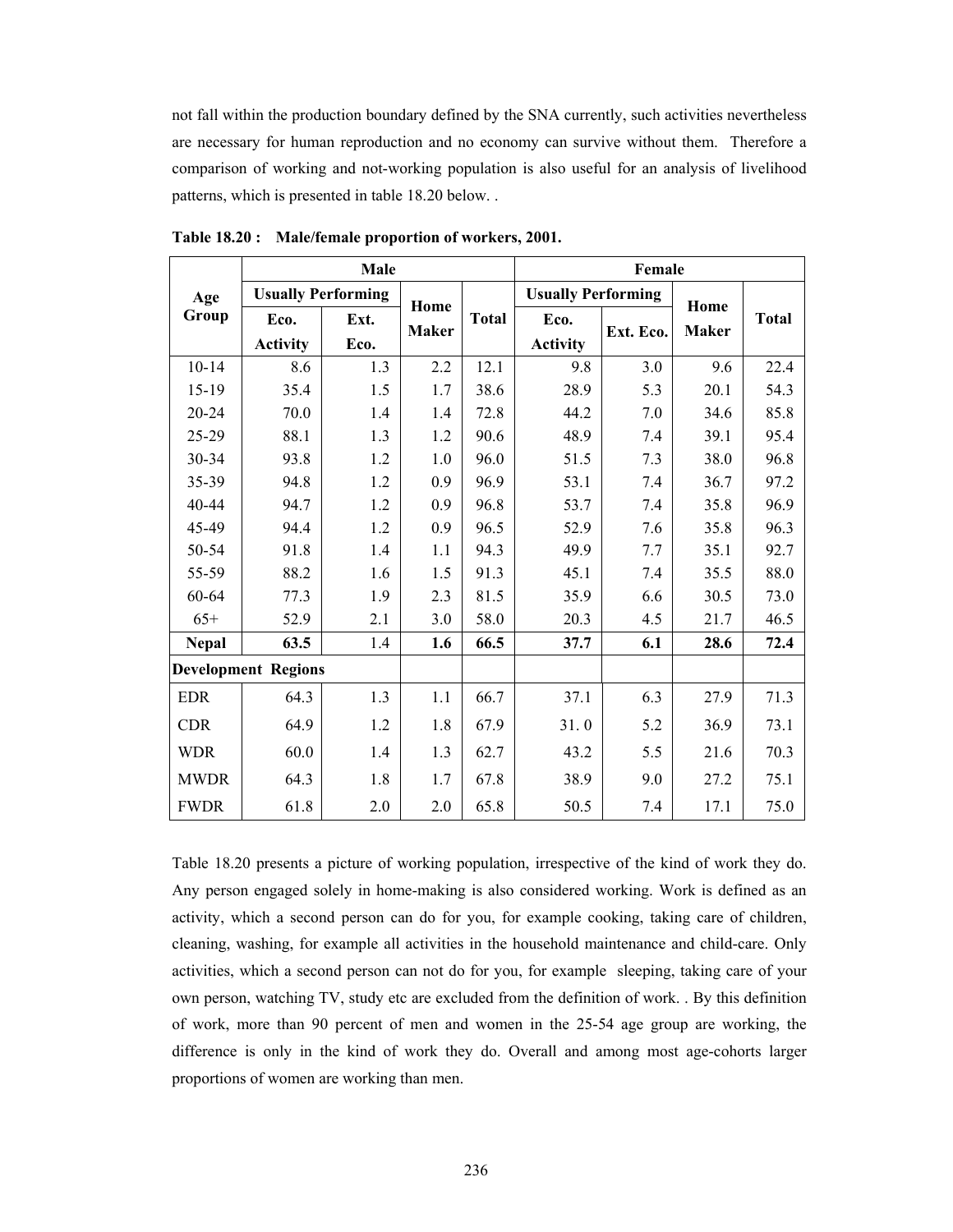not fall within the production boundary defined by the SNA currently, such activities nevertheless are necessary for human reproduction and no economy can survive without them. Therefore a comparison of working and not-working population is also useful for an analysis of livelihood patterns, which is presented in table 18.20 below. .

**Table 18.20 : Male/female proportion of workers, 2001.**

| Age Group | Male | | | | Female | | | |
|---|---|---|---|---|---|---|---|---|
| | Usually Performing | | Home Maker | Total | Usually Performing | | Home Maker | Total |
| | Eco. Activity | Ext. Eco. | | | Eco. Activity | Ext. Eco. | | |
| 10-14 | 8.6 | 1.3 | 2.2 | 12.1 | 9.8 | 3.0 | 9.6 | 22.4 |
| 15-19 | 35.4 | 1.5 | 1.7 | 38.6 | 28.9 | 5.3 | 20.1 | 54.3 |
| 20-24 | 70.0 | 1.4 | 1.4 | 72.8 | 44.2 | 7.0 | 34.6 | 85.8 |
| 25-29 | 88.1 | 1.3 | 1.2 | 90.6 | 48.9 | 7.4 | 39.1 | 95.4 |
| 30-34 | 93.8 | 1.2 | 1.0 | 96.0 | 51.5 | 7.3 | 38.0 | 96.8 |
| 35-39 | 94.8 | 1.2 | 0.9 | 96.9 | 53.1 | 7.4 | 36.7 | 97.2 |
| 40-44 | 94.7 | 1.2 | 0.9 | 96.8 | 53.7 | 7.4 | 35.8 | 96.9 |
| 45-49 | 94.4 | 1.2 | 0.9 | 96.5 | 52.9 | 7.6 | 35.8 | 96.3 |
| 50-54 | 91.8 | 1.4 | 1.1 | 94.3 | 49.9 | 7.7 | 35.1 | 92.7 |
| 55-59 | 88.2 | 1.6 | 1.5 | 91.3 | 45.1 | 7.4 | 35.5 | 88.0 |
| 60-64 | 77.3 | 1.9 | 2.3 | 81.5 | 35.9 | 6.6 | 30.5 | 73.0 |
| 65+ | 52.9 | 2.1 | 3.0 | 58.0 | 20.3 | 4.5 | 21.7 | 46.5 |
| **Nepal** | **63.5** | 1.4 | **1.6** | **66.5** | **37.7** | **6.1** | **28.6** | **72.4** |
| **Development Regions** | | | | | | | | |
| EDR | 64.3 | 1.3 | 1.1 | 66.7 | 37.1 | 6.3 | 27.9 | 71.3 |
| CDR | 64.9 | 1.2 | 1.8 | 67.9 | 31. 0 | 5.2 | 36.9 | 73.1 |
| WDR | 60.0 | 1.4 | 1.3 | 62.7 | 43.2 | 5.5 | 21.6 | 70.3 |
| MWDR | 64.3 | 1.8 | 1.7 | 67.8 | 38.9 | 9.0 | 27.2 | 75.1 |
| FWDR | 61.8 | 2.0 | 2.0 | 65.8 | 50.5 | 7.4 | 17.1 | 75.0 |

Table 18.20 presents a picture of working population, irrespective of the kind of work they do. Any person engaged solely in home-making is also considered working. Work is defined as an activity, which a second person can do for you, for example cooking, taking care of children, cleaning, washing, for example all activities in the household maintenance and child-care. Only activities, which a second person can not do for you, for example sleeping, taking care of your own person, watching TV, study etc are excluded from the definition of work. . By this definition of work, more than 90 percent of men and women in the 25-54 age group are working, the difference is only in the kind of work they do. Overall and among most age-cohorts larger proportions of women are working than men.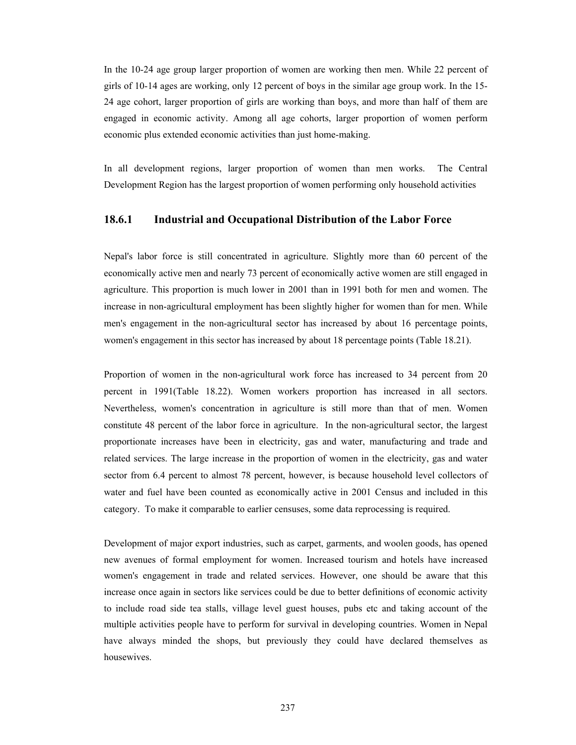In the 10-24 age group larger proportion of women are working then men. While 22 percent of girls of 10-14 ages are working, only 12 percent of boys in the similar age group work. In the 15-24 age cohort, larger proportion of girls are working than boys, and more than half of them are engaged in economic activity. Among all age cohorts, larger proportion of women perform economic plus extended economic activities than just home-making.

In all development regions, larger proportion of women than men works. The Central Development Region has the largest proportion of women performing only household activities

### 18.6.1 Industrial and Occupational Distribution of the Labor Force

Nepal's labor force is still concentrated in agriculture. Slightly more than 60 percent of the economically active men and nearly 73 percent of economically active women are still engaged in agriculture. This proportion is much lower in 2001 than in 1991 both for men and women. The increase in non-agricultural employment has been slightly higher for women than for men. While men's engagement in the non-agricultural sector has increased by about 16 percentage points, women's engagement in this sector has increased by about 18 percentage points (Table 18.21).

Proportion of women in the non-agricultural work force has increased to 34 percent from 20 percent in 1991(Table 18.22). Women workers proportion has increased in all sectors. Nevertheless, women's concentration in agriculture is still more than that of men. Women constitute 48 percent of the labor force in agriculture. In the non-agricultural sector, the largest proportionate increases have been in electricity, gas and water, manufacturing and trade and related services. The large increase in the proportion of women in the electricity, gas and water sector from 6.4 percent to almost 78 percent, however, is because household level collectors of water and fuel have been counted as economically active in 2001 Census and included in this category. To make it comparable to earlier censuses, some data reprocessing is required.

Development of major export industries, such as carpet, garments, and woolen goods, has opened new avenues of formal employment for women. Increased tourism and hotels have increased women's engagement in trade and related services. However, one should be aware that this increase once again in sectors like services could be due to better definitions of economic activity to include road side tea stalls, village level guest houses, pubs etc and taking account of the multiple activities people have to perform for survival in developing countries. Women in Nepal have always minded the shops, but previously they could have declared themselves as housewives.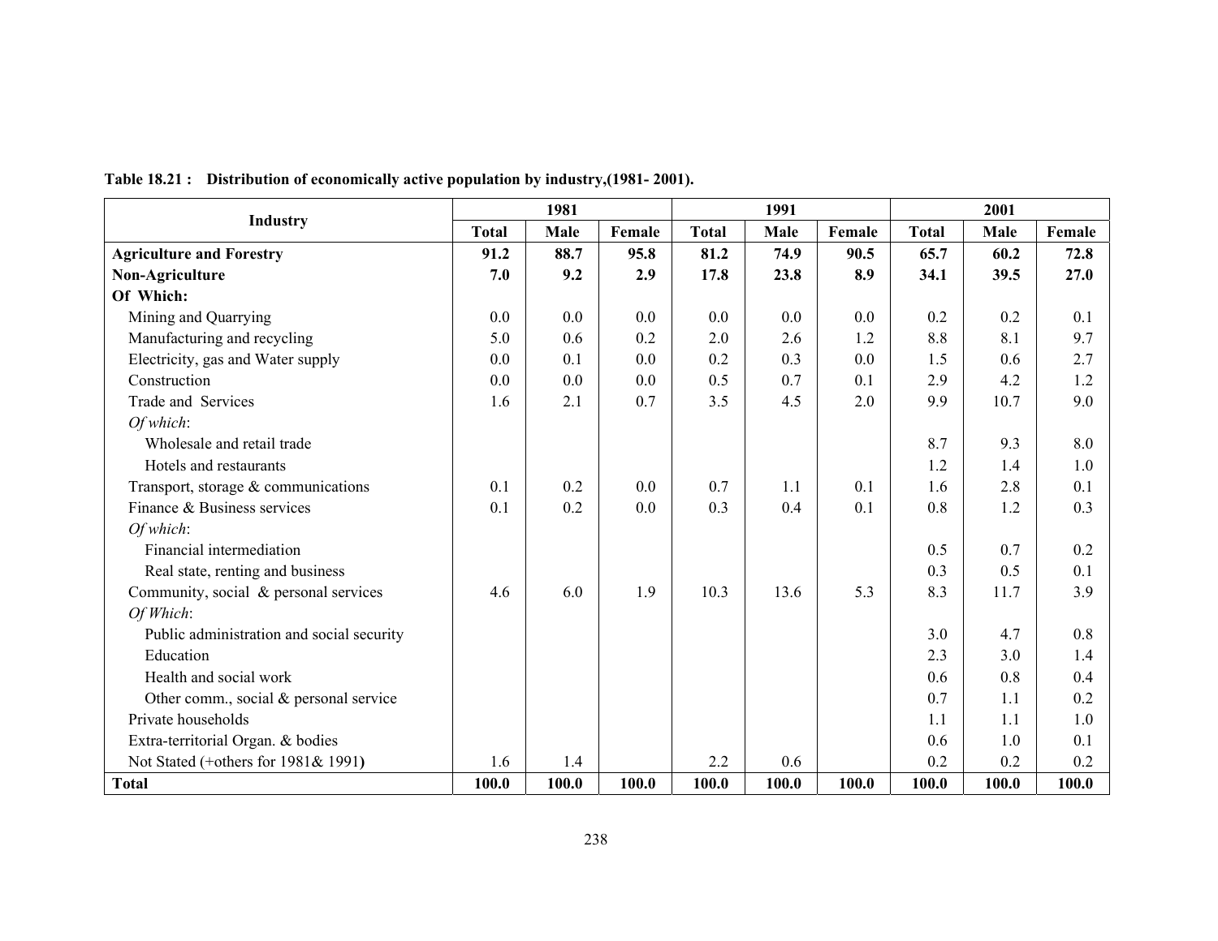**Table 18.21 : Distribution of economically active population by industry,(1981- 2001).**

| Industry | 1981 | | | 1991 | | | 2001 | | |
|---|---|---|---|---|---|---|---|---|---|
| | Total | Male | Female | Total | Male | Female | Total | Male | Female |
| **Agriculture and Forestry** | **91.2** | **88.7** | **95.8** | **81.2** | **74.9** | **90.5** | **65.7** | **60.2** | **72.8** |
| **Non-Agriculture** | **7.0** | **9.2** | **2.9** | **17.8** | **23.8** | **8.9** | **34.1** | **39.5** | **27.0** |
| **Of Which:** | | | | | | | | | |
| Mining and Quarrying | 0.0 | 0.0 | 0.0 | 0.0 | 0.0 | 0.0 | 0.2 | 0.2 | 0.1 |
| Manufacturing and recycling | 5.0 | 0.6 | 0.2 | 2.0 | 2.6 | 1.2 | 8.8 | 8.1 | 9.7 |
| Electricity, gas and Water supply | 0.0 | 0.1 | 0.0 | 0.2 | 0.3 | 0.0 | 1.5 | 0.6 | 2.7 |
| Construction | 0.0 | 0.0 | 0.0 | 0.5 | 0.7 | 0.1 | 2.9 | 4.2 | 1.2 |
| Trade and Services | 1.6 | 2.1 | 0.7 | 3.5 | 4.5 | 2.0 | 9.9 | 10.7 | 9.0 |
| *Of which*: | | | | | | | | | |
| Wholesale and retail trade | | | | | | | 8.7 | 9.3 | 8.0 |
| Hotels and restaurants | | | | | | | 1.2 | 1.4 | 1.0 |
| Transport, storage & communications | 0.1 | 0.2 | 0.0 | 0.7 | 1.1 | 0.1 | 1.6 | 2.8 | 0.1 |
| Finance & Business services | 0.1 | 0.2 | 0.0 | 0.3 | 0.4 | 0.1 | 0.8 | 1.2 | 0.3 |
| *Of which*: | | | | | | | | | |
| Financial intermediation | | | | | | | 0.5 | 0.7 | 0.2 |
| Real state, renting and business | | | | | | | 0.3 | 0.5 | 0.1 |
| Community, social & personal services | 4.6 | 6.0 | 1.9 | 10.3 | 13.6 | 5.3 | 8.3 | 11.7 | 3.9 |
| *Of Which*: | | | | | | | | | |
| Public administration and social security | | | | | | | 3.0 | 4.7 | 0.8 |
| Education | | | | | | | 2.3 | 3.0 | 1.4 |
| Health and social work | | | | | | | 0.6 | 0.8 | 0.4 |
| Other comm., social & personal service | | | | | | | 0.7 | 1.1 | 0.2 |
| Private households | | | | | | | 1.1 | 1.1 | 1.0 |
| Extra-territorial Organ. & bodies | | | | | | | 0.6 | 1.0 | 0.1 |
| Not Stated (+others for 1981& 1991) | 1.6 | 1.4 | | 2.2 | 0.6 | | 0.2 | 0.2 | 0.2 |
| **Total** | **100.0** | **100.0** | **100.0** | **100.0** | **100.0** | **100.0** | **100.0** | **100.0** | **100.0** |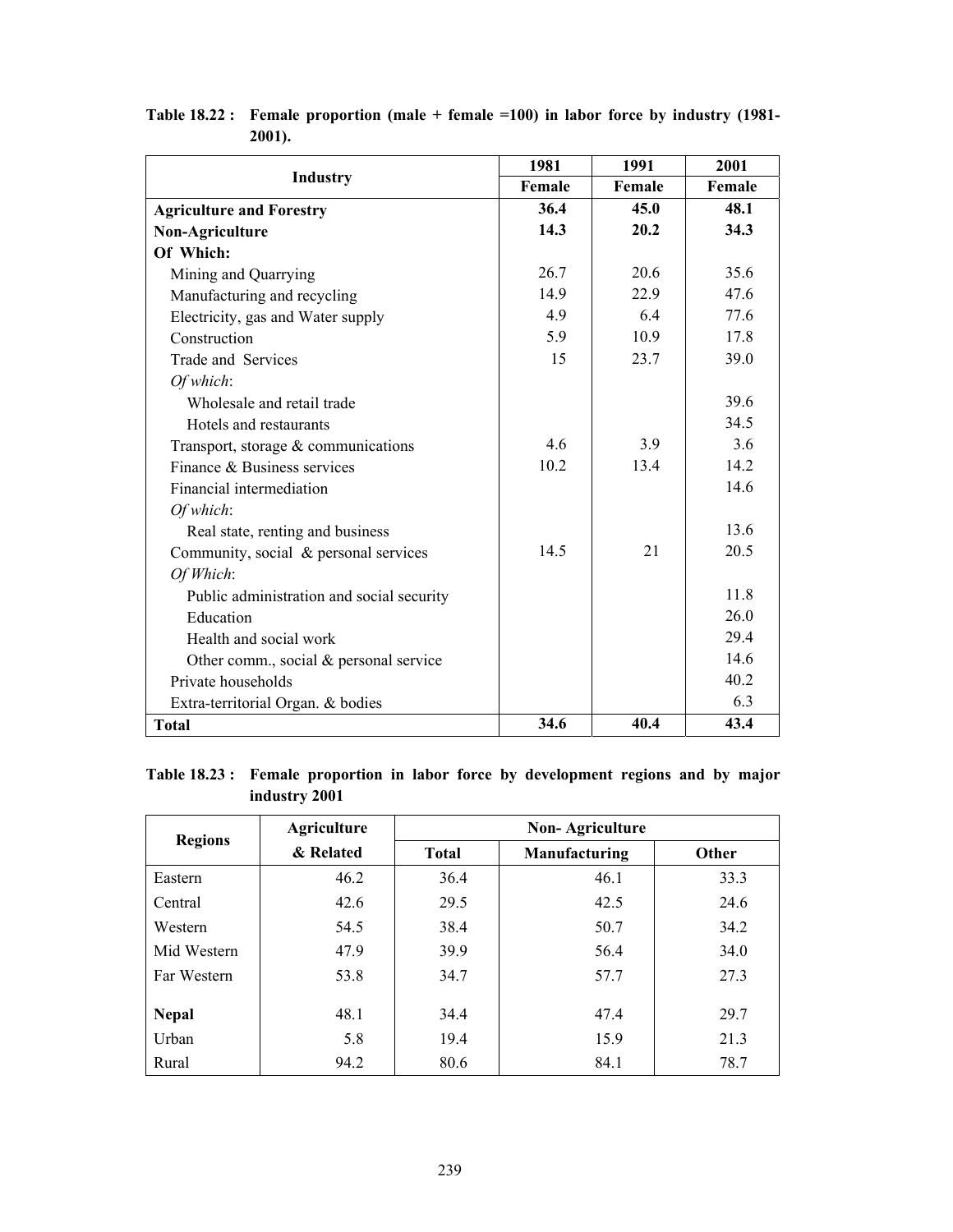**Table 18.22 : Female proportion (male + female =100) in labor force by industry (1981-2001).**

| Industry | 1981 | 1991 | 2001 |
|---|---|---|---|
| | Female | Female | Female |
| **Agriculture and Forestry** | **36.4** | **45.0** | **48.1** |
| **Non-Agriculture** | **14.3** | **20.2** | **34.3** |
| **Of Which:** | | | |
| Mining and Quarrying | 26.7 | 20.6 | 35.6 |
| Manufacturing and recycling | 14.9 | 22.9 | 47.6 |
| Electricity, gas and Water supply | 4.9 | 6.4 | 77.6 |
| Construction | 5.9 | 10.9 | 17.8 |
| Trade and Services | 15 | 23.7 | 39.0 |
| *Of which*: | | | |
| Wholesale and retail trade | | | 39.6 |
| Hotels and restaurants | | | 34.5 |
| Transport, storage & communications | 4.6 | 3.9 | 3.6 |
| Finance & Business services | 10.2 | 13.4 | 14.2 |
| Financial intermediation | | | 14.6 |
| *Of which*: | | | |
| Real state, renting and business | | | 13.6 |
| Community, social & personal services | 14.5 | 21 | 20.5 |
| *Of Which*: | | | |
| Public administration and social security | | | 11.8 |
| Education | | | 26.0 |
| Health and social work | | | 29.4 |
| Other comm., social & personal service | | | 14.6 |
| Private households | | | 40.2 |
| Extra-territorial Organ. & bodies | | | 6.3 |
| **Total** | **34.6** | **40.4** | **43.4** |

**Table 18.23 : Female proportion in labor force by development regions and by major industry 2001**

| Regions | Agriculture & Related | Non- Agriculture | | |
|---|---|---|---|---|
| | | Total | Manufacturing | Other |
| Eastern | 46.2 | 36.4 | 46.1 | 33.3 |
| Central | 42.6 | 29.5 | 42.5 | 24.6 |
| Western | 54.5 | 38.4 | 50.7 | 34.2 |
| Mid Western | 47.9 | 39.9 | 56.4 | 34.0 |
| Far Western | 53.8 | 34.7 | 57.7 | 27.3 |
| **Nepal** | 48.1 | 34.4 | 47.4 | 29.7 |
| Urban | 5.8 | 19.4 | 15.9 | 21.3 |
| Rural | 94.2 | 80.6 | 84.1 | 78.7 |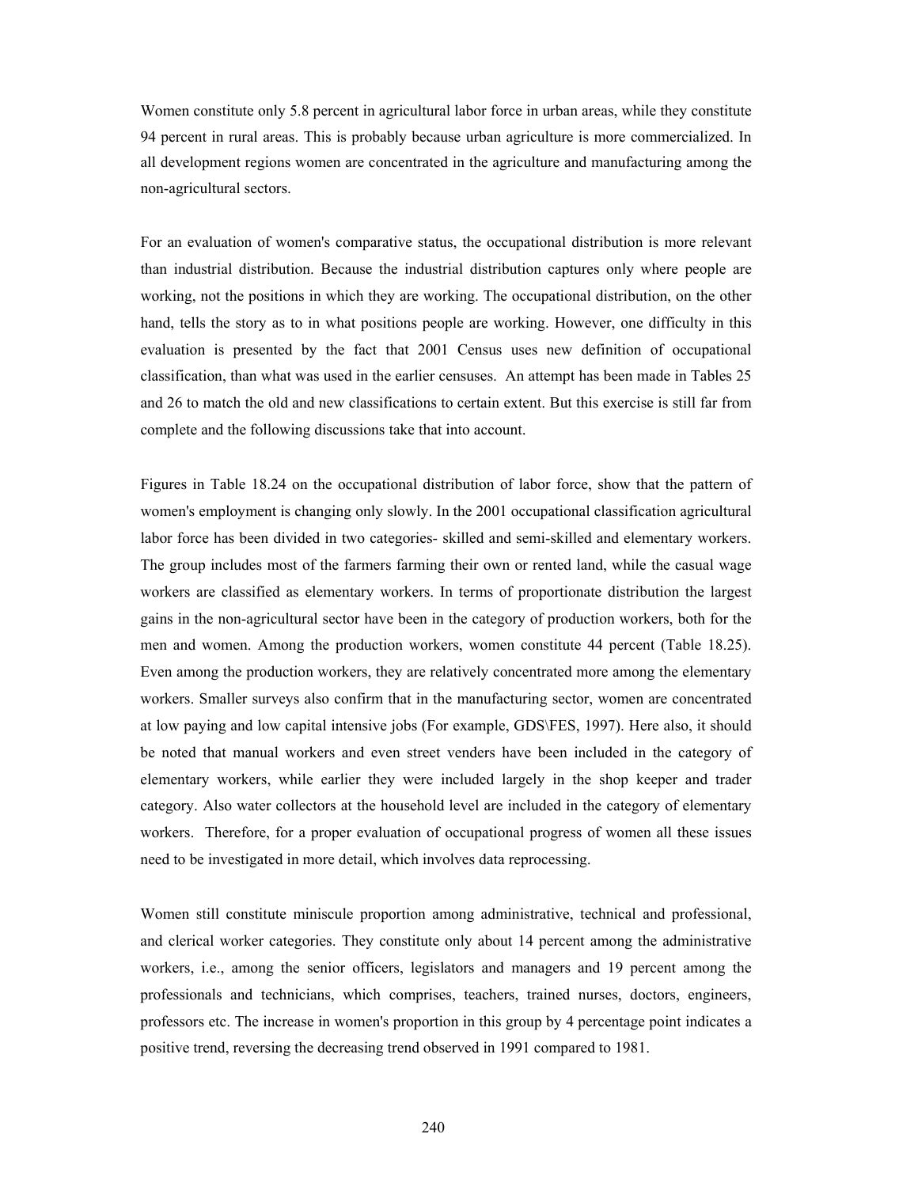Women constitute only 5.8 percent in agricultural labor force in urban areas, while they constitute 94 percent in rural areas. This is probably because urban agriculture is more commercialized. In all development regions women are concentrated in the agriculture and manufacturing among the non-agricultural sectors.

For an evaluation of women's comparative status, the occupational distribution is more relevant than industrial distribution. Because the industrial distribution captures only where people are working, not the positions in which they are working. The occupational distribution, on the other hand, tells the story as to in what positions people are working. However, one difficulty in this evaluation is presented by the fact that 2001 Census uses new definition of occupational classification, than what was used in the earlier censuses. An attempt has been made in Tables 25 and 26 to match the old and new classifications to certain extent. But this exercise is still far from complete and the following discussions take that into account.

Figures in Table 18.24 on the occupational distribution of labor force, show that the pattern of women's employment is changing only slowly. In the 2001 occupational classification agricultural labor force has been divided in two categories- skilled and semi-skilled and elementary workers. The group includes most of the farmers farming their own or rented land, while the casual wage workers are classified as elementary workers. In terms of proportionate distribution the largest gains in the non-agricultural sector have been in the category of production workers, both for the men and women. Among the production workers, women constitute 44 percent (Table 18.25). Even among the production workers, they are relatively concentrated more among the elementary workers. Smaller surveys also confirm that in the manufacturing sector, women are concentrated at low paying and low capital intensive jobs (For example, GDS\FES, 1997). Here also, it should be noted that manual workers and even street venders have been included in the category of elementary workers, while earlier they were included largely in the shop keeper and trader category. Also water collectors at the household level are included in the category of elementary workers. Therefore, for a proper evaluation of occupational progress of women all these issues need to be investigated in more detail, which involves data reprocessing.

Women still constitute miniscule proportion among administrative, technical and professional, and clerical worker categories. They constitute only about 14 percent among the administrative workers, i.e., among the senior officers, legislators and managers and 19 percent among the professionals and technicians, which comprises, teachers, trained nurses, doctors, engineers, professors etc. The increase in women's proportion in this group by 4 percentage point indicates a positive trend, reversing the decreasing trend observed in 1991 compared to 1981.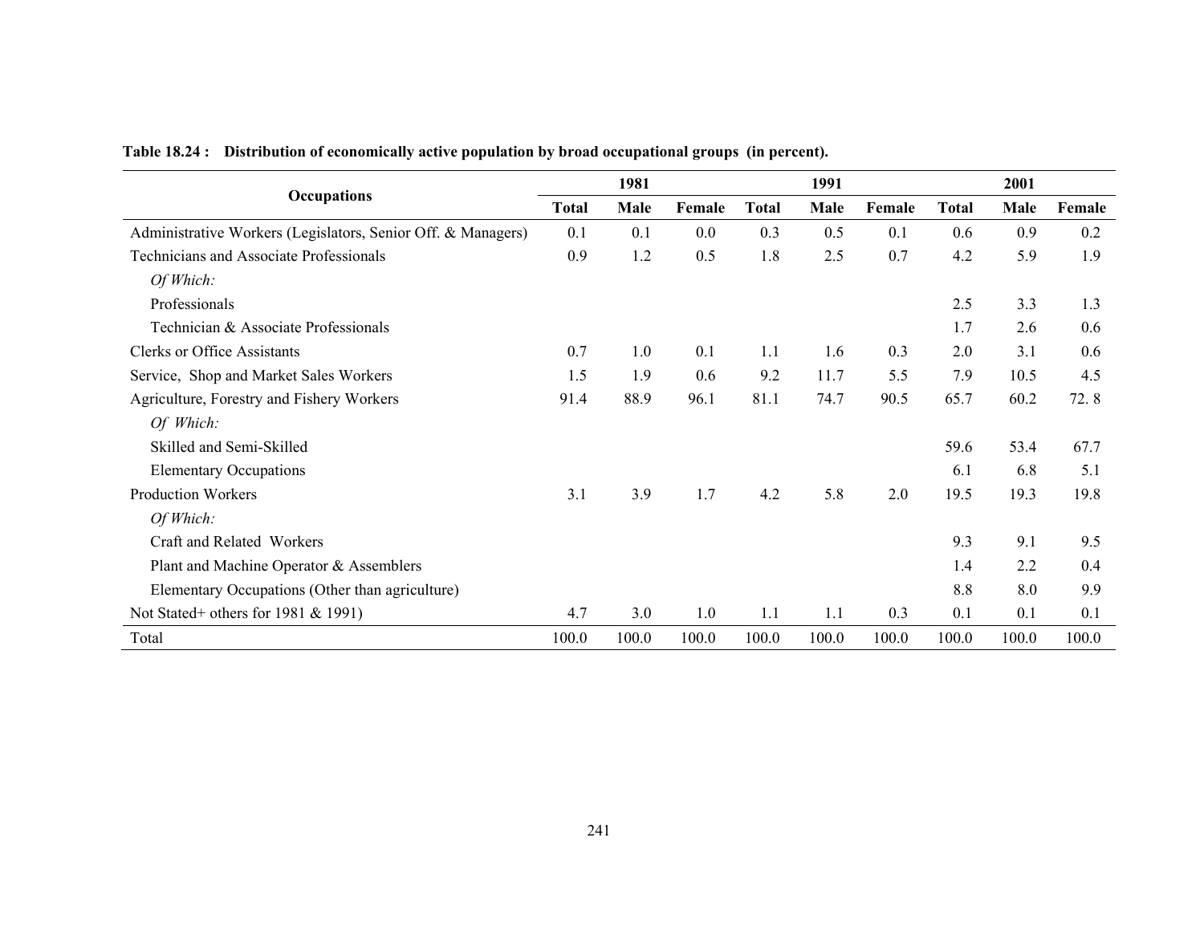**Table 18.24 : Distribution of economically active population by broad occupational groups (in percent).**

| Occupations | 1981 | | | 1991 | | | 2001 | | |
|---|---|---|---|---|---|---|---|---|---|
| | Total | Male | Female | Total | Male | Female | Total | Male | Female |
| Administrative Workers (Legislators, Senior Off. & Managers) | 0.1 | 0.1 | 0.0 | 0.3 | 0.5 | 0.1 | 0.6 | 0.9 | 0.2 |
| Technicians and Associate Professionals | 0.9 | 1.2 | 0.5 | 1.8 | 2.5 | 0.7 | 4.2 | 5.9 | 1.9 |
| *Of Which:* | | | | | | | | | |
| Professionals | | | | | | | 2.5 | 3.3 | 1.3 |
| Technician & Associate Professionals | | | | | | | 1.7 | 2.6 | 0.6 |
| Clerks or Office Assistants | 0.7 | 1.0 | 0.1 | 1.1 | 1.6 | 0.3 | 2.0 | 3.1 | 0.6 |
| Service, Shop and Market Sales Workers | 1.5 | 1.9 | 0.6 | 9.2 | 11.7 | 5.5 | 7.9 | 10.5 | 4.5 |
| Agriculture, Forestry and Fishery Workers | 91.4 | 88.9 | 96.1 | 81.1 | 74.7 | 90.5 | 65.7 | 60.2 | 72. 8 |
| *Of Which:* | | | | | | | | | |
| Skilled and Semi-Skilled | | | | | | | 59.6 | 53.4 | 67.7 |
| Elementary Occupations | | | | | | | 6.1 | 6.8 | 5.1 |
| Production Workers | 3.1 | 3.9 | 1.7 | 4.2 | 5.8 | 2.0 | 19.5 | 19.3 | 19.8 |
| *Of Which:* | | | | | | | | | |
| Craft and Related Workers | | | | | | | 9.3 | 9.1 | 9.5 |
| Plant and Machine Operator & Assemblers | | | | | | | 1.4 | 2.2 | 0.4 |
| Elementary Occupations (Other than agriculture) | | | | | | | 8.8 | 8.0 | 9.9 |
| Not Stated+ others for 1981 & 1991) | 4.7 | 3.0 | 1.0 | 1.1 | 1.1 | 0.3 | 0.1 | 0.1 | 0.1 |
| Total | 100.0 | 100.0 | 100.0 | 100.0 | 100.0 | 100.0 | 100.0 | 100.0 | 100.0 |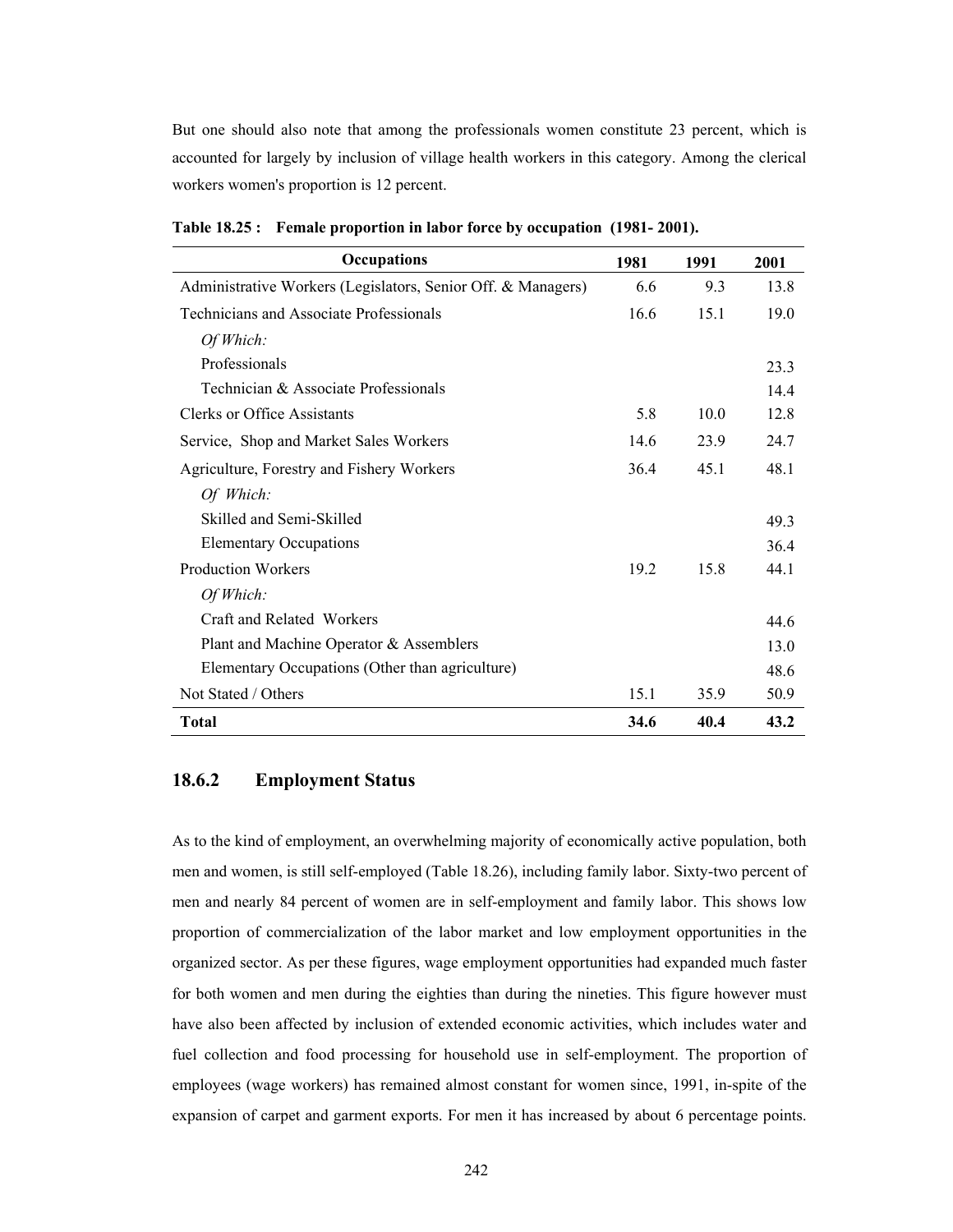But one should also note that among the professionals women constitute 23 percent, which is accounted for largely by inclusion of village health workers in this category. Among the clerical workers women's proportion is 12 percent.

**Table 18.25 : Female proportion in labor force by occupation (1981- 2001).**

| Occupations | 1981 | 1991 | 2001 |
|---|---|---|---|
| Administrative Workers (Legislators, Senior Off. & Managers) | 6.6 | 9.3 | 13.8 |
| Technicians and Associate Professionals | 16.6 | 15.1 | 19.0 |
| *Of Which:* | | | |
| Professionals | | | 23.3 |
| Technician & Associate Professionals | | | 14.4 |
| Clerks or Office Assistants | 5.8 | 10.0 | 12.8 |
| Service, Shop and Market Sales Workers | 14.6 | 23.9 | 24.7 |
| Agriculture, Forestry and Fishery Workers | 36.4 | 45.1 | 48.1 |
| *Of Which:* | | | |
| Skilled and Semi-Skilled | | | 49.3 |
| Elementary Occupations | | | 36.4 |
| Production Workers | 19.2 | 15.8 | 44.1 |
| *Of Which:* | | | |
| Craft and Related Workers | | | 44.6 |
| Plant and Machine Operator & Assemblers | | | 13.0 |
| Elementary Occupations (Other than agriculture) | | | 48.6 |
| Not Stated / Others | 15.1 | 35.9 | 50.9 |
| **Total** | **34.6** | **40.4** | **43.2** |

### 18.6.2 Employment Status

As to the kind of employment, an overwhelming majority of economically active population, both men and women, is still self-employed (Table 18.26), including family labor. Sixty-two percent of men and nearly 84 percent of women are in self-employment and family labor. This shows low proportion of commercialization of the labor market and low employment opportunities in the organized sector. As per these figures, wage employment opportunities had expanded much faster for both women and men during the eighties than during the nineties. This figure however must have also been affected by inclusion of extended economic activities, which includes water and fuel collection and food processing for household use in self-employment. The proportion of employees (wage workers) has remained almost constant for women since, 1991, in-spite of the expansion of carpet and garment exports. For men it has increased by about 6 percentage points.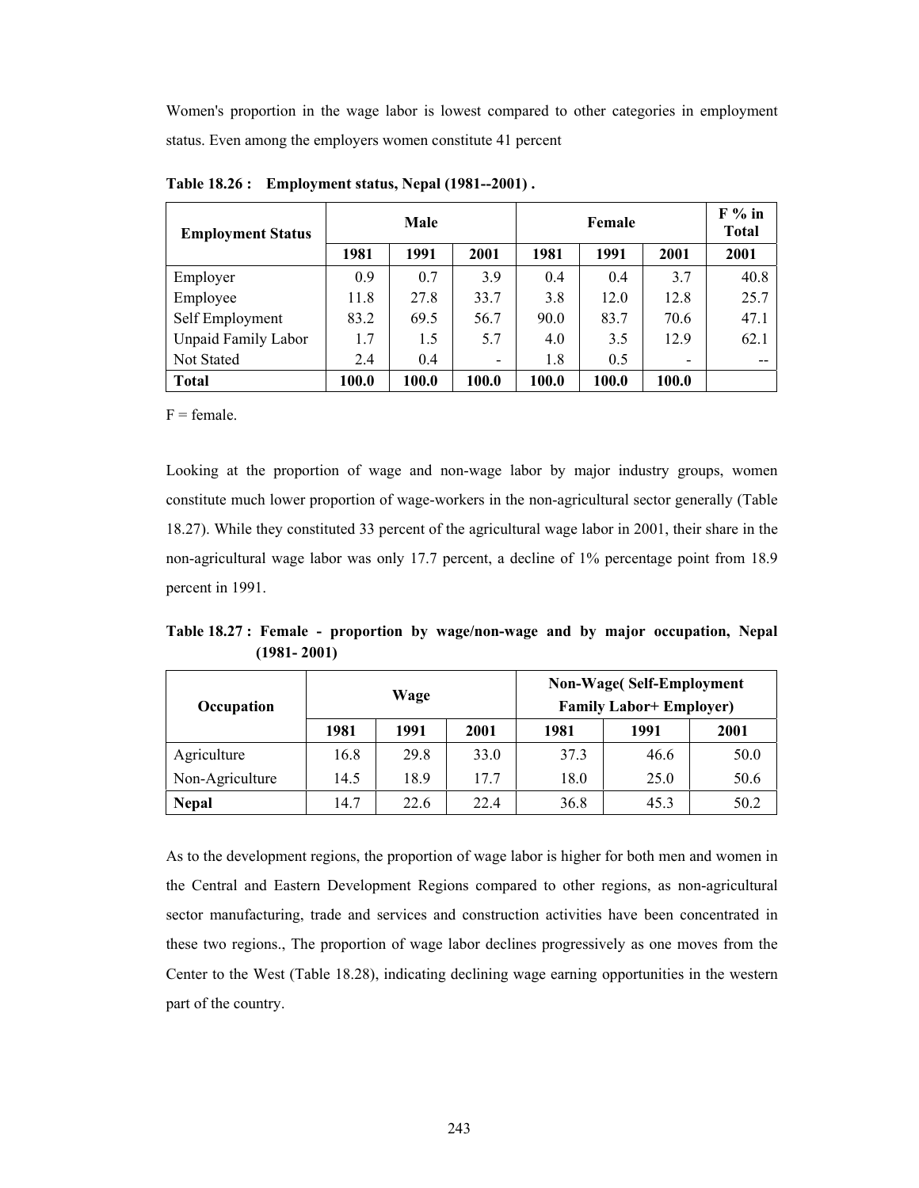Women's proportion in the wage labor is lowest compared to other categories in employment status. Even among the employers women constitute 41 percent

**Table 18.26 : Employment status, Nepal (1981--2001) .**

| Employment Status | Male | | | Female | | | F % in Total |
|---|---|---|---|---|---|---|---|
| | 1981 | 1991 | 2001 | 1981 | 1991 | 2001 | 2001 |
| Employer | 0.9 | 0.7 | 3.9 | 0.4 | 0.4 | 3.7 | 40.8 |
| Employee | 11.8 | 27.8 | 33.7 | 3.8 | 12.0 | 12.8 | 25.7 |
| Self Employment | 83.2 | 69.5 | 56.7 | 90.0 | 83.7 | 70.6 | 47.1 |
| Unpaid Family Labor | 1.7 | 1.5 | 5.7 | 4.0 | 3.5 | 12.9 | 62.1 |
| Not Stated | 2.4 | 0.4 | - | 1.8 | 0.5 | - | -- |
| **Total** | **100.0** | **100.0** | **100.0** | **100.0** | **100.0** | **100.0** | |

F = female.

Looking at the proportion of wage and non-wage labor by major industry groups, women constitute much lower proportion of wage-workers in the non-agricultural sector generally (Table 18.27). While they constituted 33 percent of the agricultural wage labor in 2001, their share in the non-agricultural wage labor was only 17.7 percent, a decline of 1% percentage point from 18.9 percent in 1991.

**Table 18.27 : Female - proportion by wage/non-wage and by major occupation, Nepal (1981- 2001)**

| Occupation | Wage | | | Non-Wage( Self-Employment Family Labor+ Employer) | | |
|---|---|---|---|---|---|---|
| | 1981 | 1991 | 2001 | 1981 | 1991 | 2001 |
| Agriculture | 16.8 | 29.8 | 33.0 | 37.3 | 46.6 | 50.0 |
| Non-Agriculture | 14.5 | 18.9 | 17.7 | 18.0 | 25.0 | 50.6 |
| **Nepal** | 14.7 | 22.6 | 22.4 | 36.8 | 45.3 | 50.2 |

As to the development regions, the proportion of wage labor is higher for both men and women in the Central and Eastern Development Regions compared to other regions, as non-agricultural sector manufacturing, trade and services and construction activities have been concentrated in these two regions., The proportion of wage labor declines progressively as one moves from the Center to the West (Table 18.28), indicating declining wage earning opportunities in the western part of the country.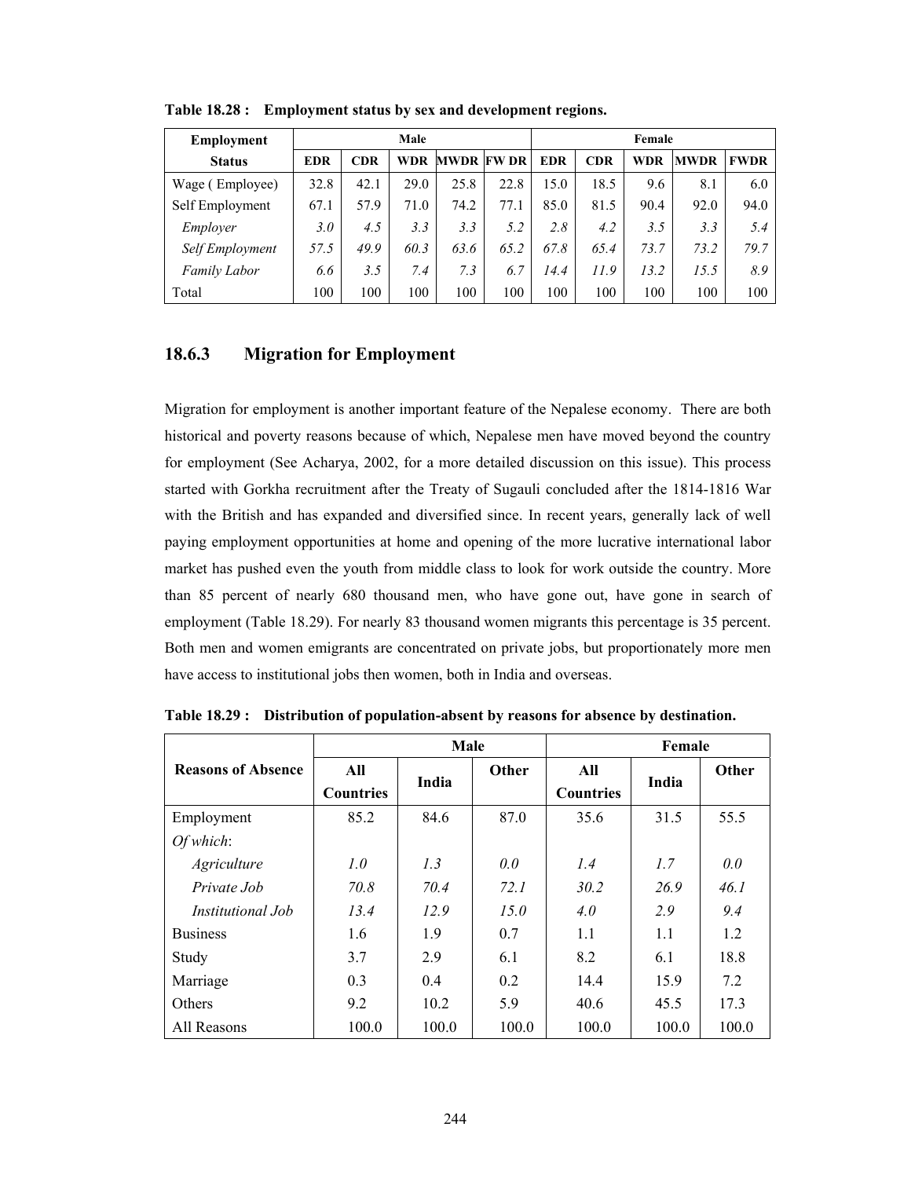**Table 18.28 : Employment status by sex and development regions.**

| Employment Status | Male | | | | | Female | | | | |
|---|---|---|---|---|---|---|---|---|---|---|
| | EDR | CDR | WDR | MWDR | FW DR | EDR | CDR | WDR | MWDR | FWDR |
| Wage ( Employee) | 32.8 | 42.1 | 29.0 | 25.8 | 22.8 | 15.0 | 18.5 | 9.6 | 8.1 | 6.0 |
| Self Employment | 67.1 | 57.9 | 71.0 | 74.2 | 77.1 | 85.0 | 81.5 | 90.4 | 92.0 | 94.0 |
| *Employer* | *3.0* | *4.5* | *3.3* | *3.3* | *5.2* | *2.8* | *4.2* | *3.5* | *3.3* | *5.4* |
| *Self Employment* | *57.5* | *49.9* | *60.3* | *63.6* | *65.2* | *67.8* | *65.4* | *73.7* | *73.2* | *79.7* |
| *Family Labor* | *6.6* | *3.5* | *7.4* | *7.3* | *6.7* | *14.4* | *11.9* | *13.2* | *15.5* | *8.9* |
| Total | 100 | 100 | 100 | 100 | 100 | 100 | 100 | 100 | 100 | 100 |

### 18.6.3 Migration for Employment

Migration for employment is another important feature of the Nepalese economy. There are both historical and poverty reasons because of which, Nepalese men have moved beyond the country for employment (See Acharya, 2002, for a more detailed discussion on this issue). This process started with Gorkha recruitment after the Treaty of Sugauli concluded after the 1814-1816 War with the British and has expanded and diversified since. In recent years, generally lack of well paying employment opportunities at home and opening of the more lucrative international labor market has pushed even the youth from middle class to look for work outside the country. More than 85 percent of nearly 680 thousand men, who have gone out, have gone in search of employment (Table 18.29). For nearly 83 thousand women migrants this percentage is 35 percent. Both men and women emigrants are concentrated on private jobs, but proportionately more men have access to institutional jobs then women, both in India and overseas.

**Table 18.29 : Distribution of population-absent by reasons for absence by destination.**

| Reasons of Absence | Male | | | Female | | |
|---|---|---|---|---|---|---|
| | All Countries | India | Other | All Countries | India | Other |
| Employment | 85.2 | 84.6 | 87.0 | 35.6 | 31.5 | 55.5 |
| *Of which*: | | | | | | |
| *Agriculture* | *1.0* | *1.3* | *0.0* | *1.4* | *1.7* | *0.0* |
| *Private Job* | *70.8* | *70.4* | *72.1* | *30.2* | *26.9* | *46.1* |
| *Institutional Job* | *13.4* | *12.9* | *15.0* | *4.0* | *2.9* | *9.4* |
| Business | 1.6 | 1.9 | 0.7 | 1.1 | 1.1 | 1.2 |
| Study | 3.7 | 2.9 | 6.1 | 8.2 | 6.1 | 18.8 |
| Marriage | 0.3 | 0.4 | 0.2 | 14.4 | 15.9 | 7.2 |
| Others | 9.2 | 10.2 | 5.9 | 40.6 | 45.5 | 17.3 |
| All Reasons | 100.0 | 100.0 | 100.0 | 100.0 | 100.0 | 100.0 |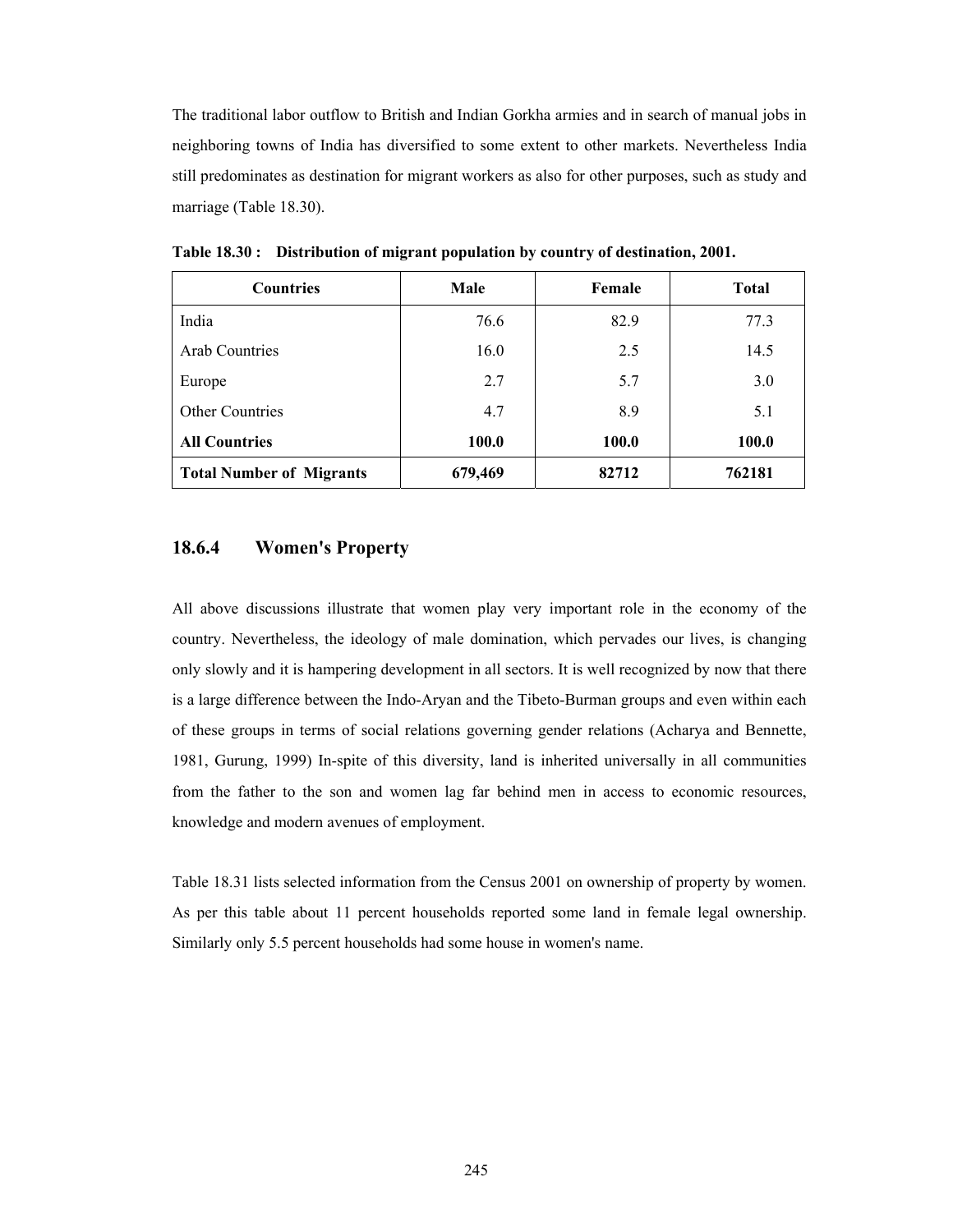The traditional labor outflow to British and Indian Gorkha armies and in search of manual jobs in neighboring towns of India has diversified to some extent to other markets. Nevertheless India still predominates as destination for migrant workers as also for other purposes, such as study and marriage (Table 18.30).

**Table 18.30 : Distribution of migrant population by country of destination, 2001.**

| Countries | Male | Female | Total |
|---|---|---|---|
| India | 76.6 | 82.9 | 77.3 |
| Arab Countries | 16.0 | 2.5 | 14.5 |
| Europe | 2.7 | 5.7 | 3.0 |
| Other Countries | 4.7 | 8.9 | 5.1 |
| **All Countries** | **100.0** | **100.0** | **100.0** |
| **Total Number of Migrants** | **679,469** | **82712** | **762181** |

## 18.6.4 Women's Property

All above discussions illustrate that women play very important role in the economy of the country. Nevertheless, the ideology of male domination, which pervades our lives, is changing only slowly and it is hampering development in all sectors. It is well recognized by now that there is a large difference between the Indo-Aryan and the Tibeto-Burman groups and even within each of these groups in terms of social relations governing gender relations (Acharya and Bennette, 1981, Gurung, 1999) In-spite of this diversity, land is inherited universally in all communities from the father to the son and women lag far behind men in access to economic resources, knowledge and modern avenues of employment.

Table 18.31 lists selected information from the Census 2001 on ownership of property by women. As per this table about 11 percent households reported some land in female legal ownership. Similarly only 5.5 percent households had some house in women's name.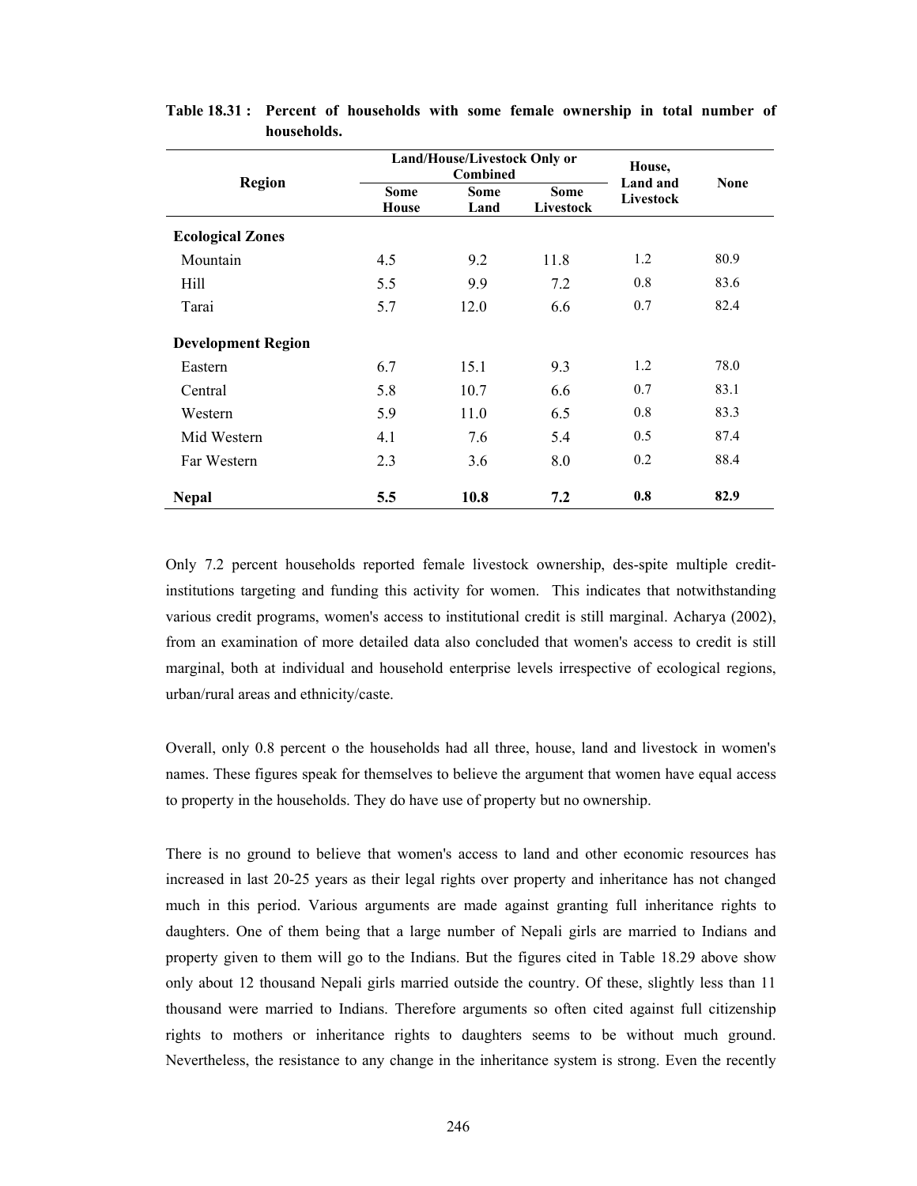**Table 18.31 : Percent of households with some female ownership in total number of households.**

| Region | Land/House/Livestock Only or Combined | | | House, Land and Livestock | None |
|---|---|---|---|---|---|
| | Some House | Some Land | Some Livestock | | |
| **Ecological Zones** | | | | | |
| Mountain | 4.5 | 9.2 | 11.8 | 1.2 | 80.9 |
| Hill | 5.5 | 9.9 | 7.2 | 0.8 | 83.6 |
| Tarai | 5.7 | 12.0 | 6.6 | 0.7 | 82.4 |
| **Development Region** | | | | | |
| Eastern | 6.7 | 15.1 | 9.3 | 1.2 | 78.0 |
| Central | 5.8 | 10.7 | 6.6 | 0.7 | 83.1 |
| Western | 5.9 | 11.0 | 6.5 | 0.8 | 83.3 |
| Mid Western | 4.1 | 7.6 | 5.4 | 0.5 | 87.4 |
| Far Western | 2.3 | 3.6 | 8.0 | 0.2 | 88.4 |
| **Nepal** | **5.5** | **10.8** | **7.2** | **0.8** | **82.9** |

Only 7.2 percent households reported female livestock ownership, des-spite multiple credit-institutions targeting and funding this activity for women. This indicates that notwithstanding various credit programs, women's access to institutional credit is still marginal. Acharya (2002), from an examination of more detailed data also concluded that women's access to credit is still marginal, both at individual and household enterprise levels irrespective of ecological regions, urban/rural areas and ethnicity/caste.

Overall, only 0.8 percent o the households had all three, house, land and livestock in women's names. These figures speak for themselves to believe the argument that women have equal access to property in the households. They do have use of property but no ownership.

There is no ground to believe that women's access to land and other economic resources has increased in last 20-25 years as their legal rights over property and inheritance has not changed much in this period. Various arguments are made against granting full inheritance rights to daughters. One of them being that a large number of Nepali girls are married to Indians and property given to them will go to the Indians. But the figures cited in Table 18.29 above show only about 12 thousand Nepali girls married outside the country. Of these, slightly less than 11 thousand were married to Indians. Therefore arguments so often cited against full citizenship rights to mothers or inheritance rights to daughters seems to be without much ground. Nevertheless, the resistance to any change in the inheritance system is strong. Even the recently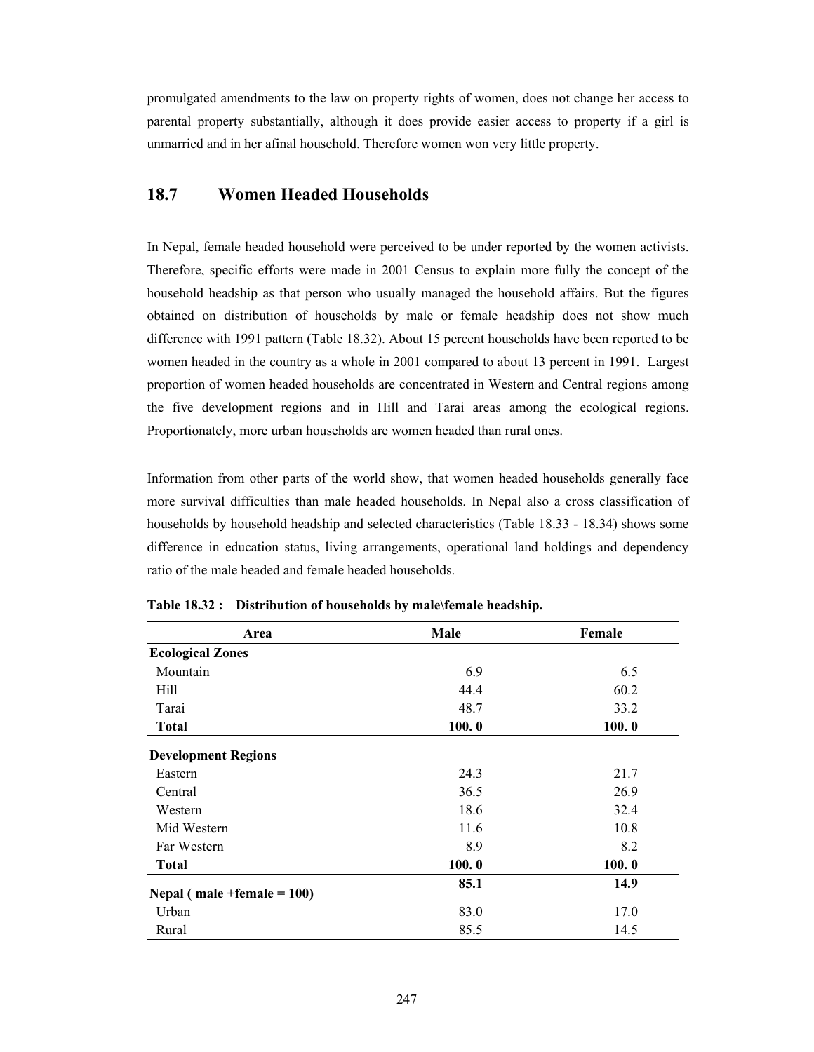promulgated amendments to the law on property rights of women, does not change her access to parental property substantially, although it does provide easier access to property if a girl is unmarried and in her afinal household. Therefore women won very little property.

## 18.7 Women Headed Households

In Nepal, female headed household were perceived to be under reported by the women activists. Therefore, specific efforts were made in 2001 Census to explain more fully the concept of the household headship as that person who usually managed the household affairs. But the figures obtained on distribution of households by male or female headship does not show much difference with 1991 pattern (Table 18.32). About 15 percent households have been reported to be women headed in the country as a whole in 2001 compared to about 13 percent in 1991. Largest proportion of women headed households are concentrated in Western and Central regions among the five development regions and in Hill and Tarai areas among the ecological regions. Proportionately, more urban households are women headed than rural ones.

Information from other parts of the world show, that women headed households generally face more survival difficulties than male headed households. In Nepal also a cross classification of households by household headship and selected characteristics (Table 18.33 - 18.34) shows some difference in education status, living arrangements, operational land holdings and dependency ratio of the male headed and female headed households.

**Table 18.32 : Distribution of households by male\female headship.**

| Area | Male | Female |
|---|---|---|
| **Ecological Zones** | | |
| Mountain | 6.9 | 6.5 |
| Hill | 44.4 | 60.2 |
| Tarai | 48.7 | 33.2 |
| **Total** | **100. 0** | **100. 0** |
| **Development Regions** | | |
| Eastern | 24.3 | 21.7 |
| Central | 36.5 | 26.9 |
| Western | 18.6 | 32.4 |
| Mid Western | 11.6 | 10.8 |
| Far Western | 8.9 | 8.2 |
| **Total** | **100. 0** | **100. 0** |
| **Nepal ( male +female = 100)** | **85.1** | **14.9** |
| Urban | 83.0 | 17.0 |
| Rural | 85.5 | 14.5 |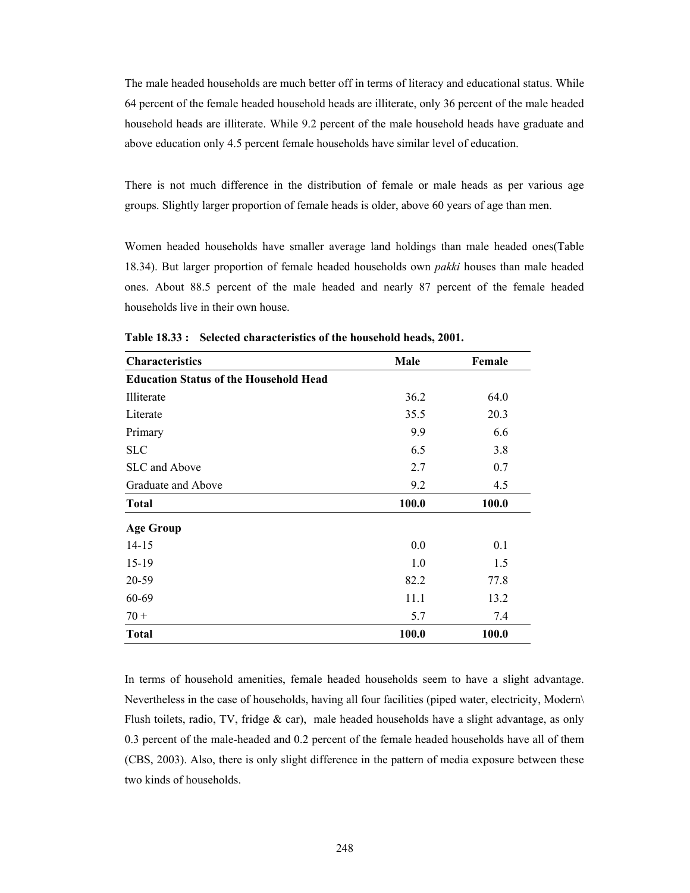The male headed households are much better off in terms of literacy and educational status. While 64 percent of the female headed household heads are illiterate, only 36 percent of the male headed household heads are illiterate. While 9.2 percent of the male household heads have graduate and above education only 4.5 percent female households have similar level of education.

There is not much difference in the distribution of female or male heads as per various age groups. Slightly larger proportion of female heads is older, above 60 years of age than men.

Women headed households have smaller average land holdings than male headed ones(Table 18.34). But larger proportion of female headed households own *pakki* houses than male headed ones. About 88.5 percent of the male headed and nearly 87 percent of the female headed households live in their own house.

**Table 18.33 : Selected characteristics of the household heads, 2001.**

| Characteristics | Male | Female |
|---|---:|---:|
| **Education Status of the Household Head** | | |
| Illiterate | 36.2 | 64.0 |
| Literate | 35.5 | 20.3 |
| Primary | 9.9 | 6.6 |
| SLC | 6.5 | 3.8 |
| SLC and Above | 2.7 | 0.7 |
| Graduate and Above | 9.2 | 4.5 |
| **Total** | **100.0** | **100.0** |
| **Age Group** | | |
| 14-15 | 0.0 | 0.1 |
| 15-19 | 1.0 | 1.5 |
| 20-59 | 82.2 | 77.8 |
| 60-69 | 11.1 | 13.2 |
| 70 + | 5.7 | 7.4 |
| **Total** | **100.0** | **100.0** |

In terms of household amenities, female headed households seem to have a slight advantage. Nevertheless in the case of households, having all four facilities (piped water, electricity, Modern\ Flush toilets, radio, TV, fridge & car), male headed households have a slight advantage, as only 0.3 percent of the male-headed and 0.2 percent of the female headed households have all of them (CBS, 2003). Also, there is only slight difference in the pattern of media exposure between these two kinds of households.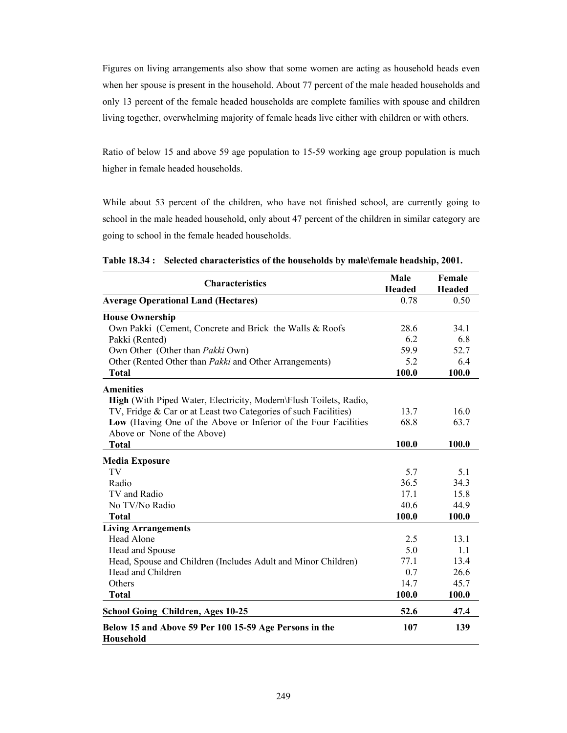Figures on living arrangements also show that some women are acting as household heads even when her spouse is present in the household. About 77 percent of the male headed households and only 13 percent of the female headed households are complete families with spouse and children living together, overwhelming majority of female heads live either with children or with others.

Ratio of below 15 and above 59 age population to 15-59 working age group population is much higher in female headed households.

While about 53 percent of the children, who have not finished school, are currently going to school in the male headed household, only about 47 percent of the children in similar category are going to school in the female headed households.

**Table 18.34 : Selected characteristics of the households by male\female headship, 2001.**

| Characteristics | Male Headed | Female Headed |
|---|---|---|
| **Average Operational Land (Hectares)** | 0.78 | 0.50 |
| **House Ownership** | | |
| Own Pakki (Cement, Concrete and Brick the Walls & Roofs | 28.6 | 34.1 |
| Pakki (Rented) | 6.2 | 6.8 |
| Own Other (Other than *Pakki* Own) | 59.9 | 52.7 |
| Other (Rented Other than *Pakki* and Other Arrangements) | 5.2 | 6.4 |
| **Total** | **100.0** | **100.0** |
| **Amenities** | | |
| **High** (With Piped Water, Electricity, Modern\Flush Toilets, Radio, TV, Fridge & Car or at Least two Categories of such Facilities) | 13.7 | 16.0 |
| **Low** (Having One of the Above or Inferior of the Four Facilities Above or None of the Above) | 68.8 | 63.7 |
| **Total** | **100.0** | **100.0** |
| **Media Exposure** | | |
| TV | 5.7 | 5.1 |
| Radio | 36.5 | 34.3 |
| TV and Radio | 17.1 | 15.8 |
| No TV/No Radio | 40.6 | 44.9 |
| **Total** | **100.0** | **100.0** |
| **Living Arrangements** | | |
| Head Alone | 2.5 | 13.1 |
| Head and Spouse | 5.0 | 1.1 |
| Head, Spouse and Children (Includes Adult and Minor Children) | 77.1 | 13.4 |
| Head and Children | 0.7 | 26.6 |
| Others | 14.7 | 45.7 |
| **Total** | **100.0** | **100.0** |
| **School Going Children, Ages 10-25** | **52.6** | **47.4** |
| **Below 15 and Above 59 Per 100 15-59 Age Persons in the Household** | **107** | **139** |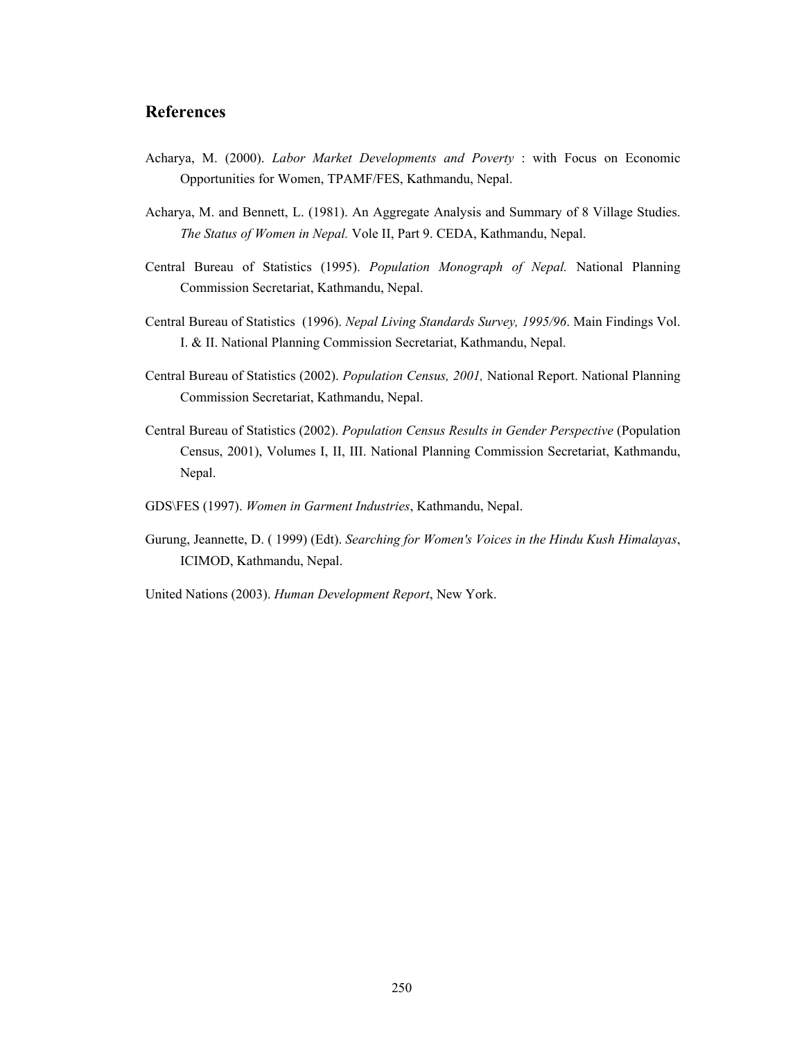## References

Acharya, M. (2000). *Labor Market Developments and Poverty* : with Focus on Economic Opportunities for Women, TPAMF/FES, Kathmandu, Nepal.

Acharya, M. and Bennett, L. (1981). An Aggregate Analysis and Summary of 8 Village Studies. *The Status of Women in Nepal.* Vole II, Part 9. CEDA, Kathmandu, Nepal.

Central Bureau of Statistics (1995). *Population Monograph of Nepal.* National Planning Commission Secretariat, Kathmandu, Nepal.

Central Bureau of Statistics (1996). *Nepal Living Standards Survey, 1995/96*. Main Findings Vol. I. & II. National Planning Commission Secretariat, Kathmandu, Nepal.

Central Bureau of Statistics (2002). *Population Census, 2001,* National Report. National Planning Commission Secretariat, Kathmandu, Nepal.

Central Bureau of Statistics (2002). *Population Census Results in Gender Perspective* (Population Census, 2001), Volumes I, II, III. National Planning Commission Secretariat, Kathmandu, Nepal.

GDS\FES (1997). *Women in Garment Industries*, Kathmandu, Nepal.

Gurung, Jeannette, D. ( 1999) (Edt). *Searching for Women's Voices in the Hindu Kush Himalayas*, ICIMOD, Kathmandu, Nepal.

United Nations (2003). *Human Development Report*, New York.